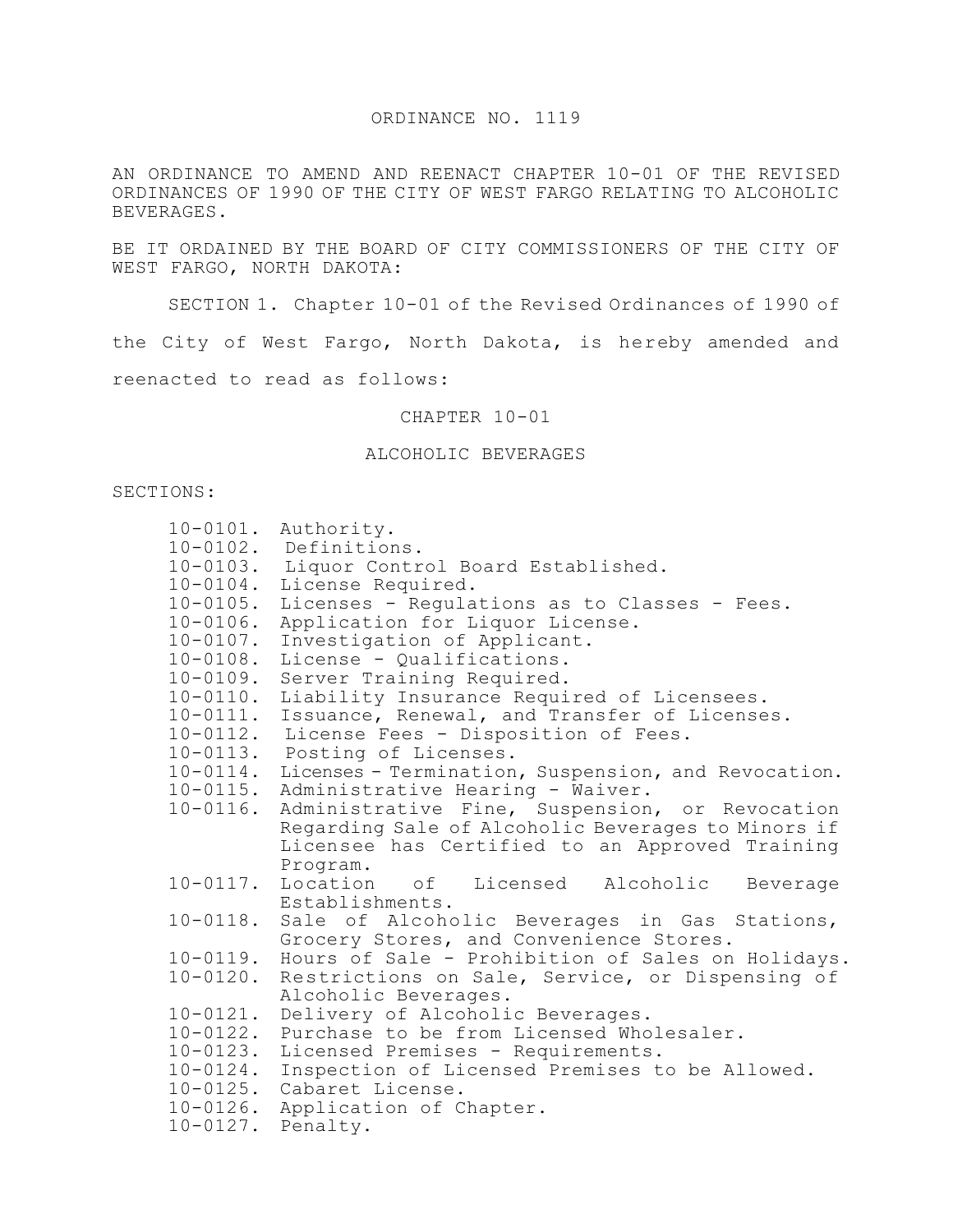# ORDINANCE NO. 1119

AN ORDINANCE TO AMEND AND REENACT CHAPTER 10-01 OF THE REVISED ORDINANCES OF 1990 OF THE CITY OF WEST FARGO RELATING TO ALCOHOLIC BEVERAGES.

BE IT ORDAINED BY THE BOARD OF CITY COMMISSIONERS OF THE CITY OF WEST FARGO, NORTH DAKOTA:

SECTION 1. Chapter 10-01 of the Revised Ordinances of 1990 of the City of West Fargo, North Dakota, is hereby amended and reenacted to read as follows:

## CHAPTER 10-01

## ALCOHOLIC BEVERAGES

SECTIONS:

- 10-0101. Authority.
- 10-0102. Definitions.
- 10-0103. Liquor Control Board Established.
- 10-0104. License Required.
- 10-0105. Licenses - Regulations as to Classes - Fees.
- 10-0106. Application for Liquor License.
- 10-0107. Investigation of Applicant.
- 10-0108. License - Qualifications.
- 10-0109. Server Training Required.
- 10-0110. Liability Insurance Required of Licensees.
- 10-0111. Issuance, Renewal, and Transfer of Licenses.
- 10-0112. License Fees - Disposition of Fees.
- 10-0113. Posting of Licenses.
- 10-0114. Licenses - Termination, Suspension, and Revocation.
- 10-0115. Administrative Hearing - Waiver.
- 10-0116. Administrative Fine, Suspension, or Revocation Regarding Sale of Alcoholic Beverages to Minors if Licensee has Certified to an Approved Training Program.
- 10-0117. Location of Licensed Alcoholic Beverage Establishments.
- 10-0118. Sale of Alcoholic Beverages in Gas Stations, Grocery Stores, and Convenience Stores.
- 10-0119. Hours of Sale - Prohibition of Sales on Holidays.
- 10-0120. Restrictions on Sale, Service, or Dispensing of Alcoholic Beverages.
- 10-0121. Delivery of Alcoholic Beverages.
- 10-0122. Purchase to be from Licensed Wholesaler.
- 10-0123. Licensed Premises - Requirements.
- 10-0124. Inspection of Licensed Premises to be Allowed.
- 10-0125. Cabaret License.
- 10-0126. Application of Chapter.
- 10-0127. Penalty.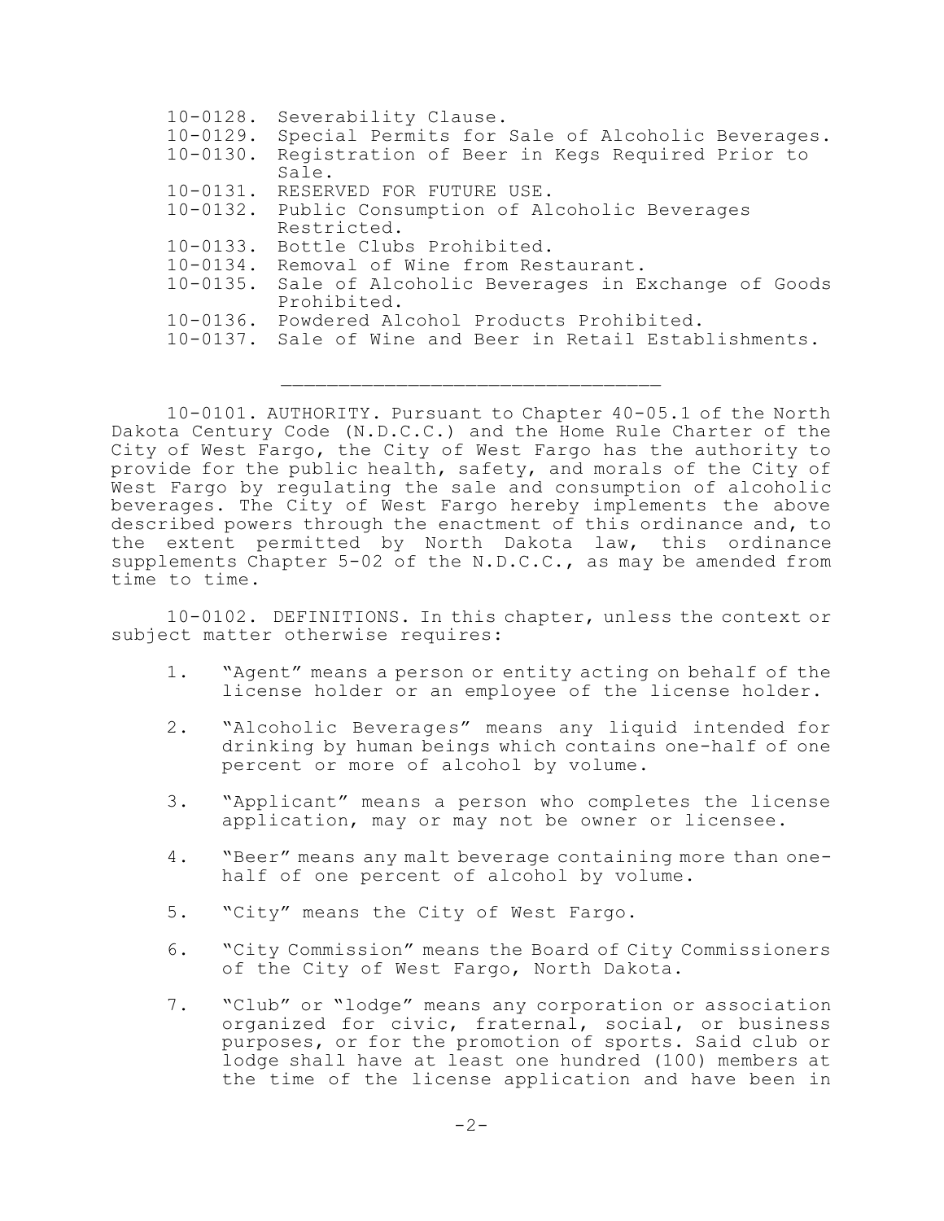10-0128. Severability Clause.
10-0129. Special Permits for Sale of Alcoholic Beverages.
10-0130. Registration of Beer in Kegs Required Prior to Sale.
10-0131. RESERVED FOR FUTURE USE.
10-0132. Public Consumption of Alcoholic Beverages Restricted.
10-0133. Bottle Clubs Prohibited.
10-0134. Removal of Wine from Restaurant.
10-0135. Sale of Alcoholic Beverages in Exchange of Goods Prohibited.
10-0136. Powdered Alcohol Products Prohibited.
10-0137. Sale of Wine and Beer in Retail Establishments.

---

10-0101. AUTHORITY. Pursuant to Chapter 40-05.1 of the North Dakota Century Code (N.D.C.C.) and the Home Rule Charter of the City of West Fargo, the City of West Fargo has the authority to provide for the public health, safety, and morals of the City of West Fargo by regulating the sale and consumption of alcoholic beverages. The City of West Fargo hereby implements the above described powers through the enactment of this ordinance and, to the extent permitted by North Dakota law, this ordinance supplements Chapter 5-02 of the N.D.C.C., as may be amended from time to time.

10-0102. DEFINITIONS. In this chapter, unless the context or subject matter otherwise requires:

1. "Agent" means a person or entity acting on behalf of the license holder or an employee of the license holder.

2. "Alcoholic Beverages" means any liquid intended for drinking by human beings which contains one-half of one percent or more of alcohol by volume.

3. "Applicant" means a person who completes the license application, may or may not be owner or licensee.

4. "Beer" means any malt beverage containing more than one-half of one percent of alcohol by volume.

5. "City" means the City of West Fargo.

6. "City Commission" means the Board of City Commissioners of the City of West Fargo, North Dakota.

7. "Club" or "lodge" means any corporation or association organized for civic, fraternal, social, or business purposes, or for the promotion of sports. Said club or lodge shall have at least one hundred (100) members at the time of the license application and have been in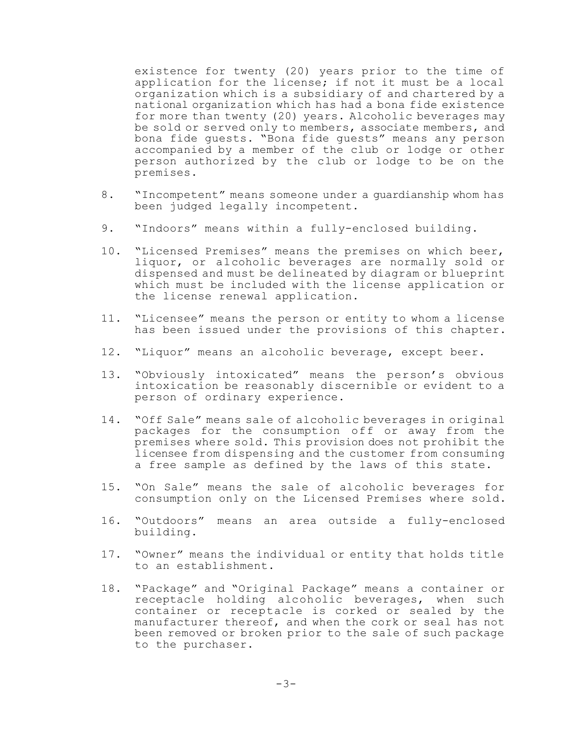existence for twenty (20) years prior to the time of application for the license; if not it must be a local organization which is a subsidiary of and chartered by a national organization which has had a bona fide existence for more than twenty (20) years. Alcoholic beverages may be sold or served only to members, associate members, and bona fide guests. "Bona fide guests" means any person accompanied by a member of the club or lodge or other person authorized by the club or lodge to be on the premises.

8. "Incompetent" means someone under a guardianship whom has been judged legally incompetent.

9. "Indoors" means within a fully-enclosed building.

10. "Licensed Premises" means the premises on which beer, liquor, or alcoholic beverages are normally sold or dispensed and must be delineated by diagram or blueprint which must be included with the license application or the license renewal application.

11. "Licensee" means the person or entity to whom a license has been issued under the provisions of this chapter.

12. "Liquor" means an alcoholic beverage, except beer.

13. "Obviously intoxicated" means the person's obvious intoxication be reasonably discernible or evident to a person of ordinary experience.

14. "Off Sale" means sale of alcoholic beverages in original packages for the consumption off or away from the premises where sold. This provision does not prohibit the licensee from dispensing and the customer from consuming a free sample as defined by the laws of this state.

15. "On Sale" means the sale of alcoholic beverages for consumption only on the Licensed Premises where sold.

16. "Outdoors" means an area outside a fully-enclosed building.

17. "Owner" means the individual or entity that holds title to an establishment.

18. "Package" and "Original Package" means a container or receptacle holding alcoholic beverages, when such container or receptacle is corked or sealed by the manufacturer thereof, and when the cork or seal has not been removed or broken prior to the sale of such package to the purchaser.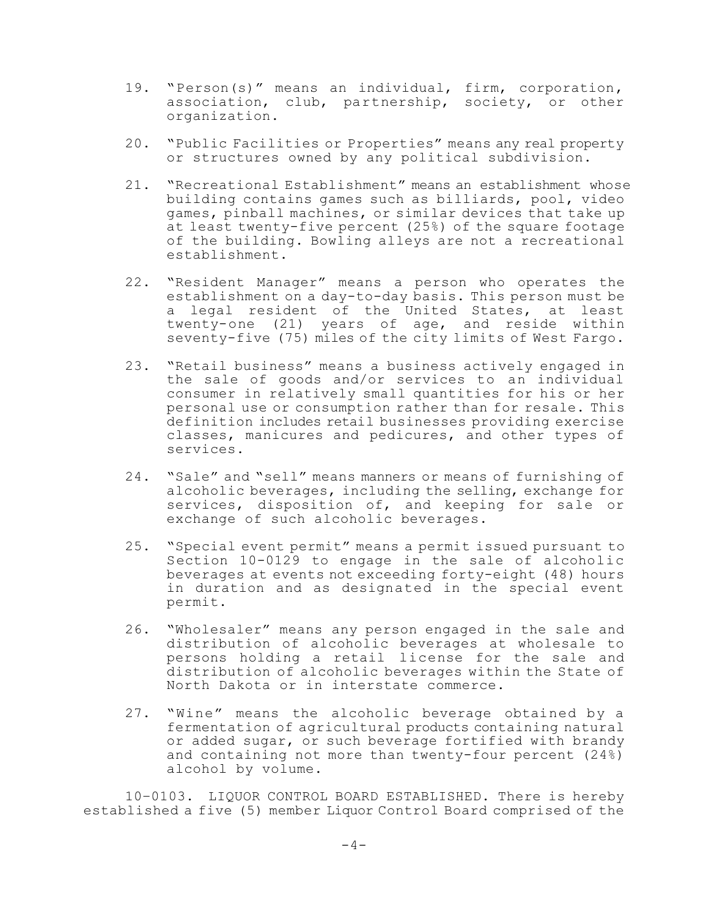19. "Person(s)" means an individual, firm, corporation, association, club, partnership, society, or other organization.

20. "Public Facilities or Properties" means any real property or structures owned by any political subdivision.

21. "Recreational Establishment" means an establishment whose building contains games such as billiards, pool, video games, pinball machines, or similar devices that take up at least twenty-five percent (25%) of the square footage of the building. Bowling alleys are not a recreational establishment.

22. "Resident Manager" means a person who operates the establishment on a day-to-day basis. This person must be a legal resident of the United States, at least twenty-one (21) years of age, and reside within seventy-five (75) miles of the city limits of West Fargo.

23. "Retail business" means a business actively engaged in the sale of goods and/or services to an individual consumer in relatively small quantities for his or her personal use or consumption rather than for resale. This definition includes retail businesses providing exercise classes, manicures and pedicures, and other types of services.

24. "Sale" and "sell" means manners or means of furnishing of alcoholic beverages, including the selling, exchange for services, disposition of, and keeping for sale or exchange of such alcoholic beverages.

25. "Special event permit" means a permit issued pursuant to Section 10-0129 to engage in the sale of alcoholic beverages at events not exceeding forty-eight (48) hours in duration and as designated in the special event permit.

26. "Wholesaler" means any person engaged in the sale and distribution of alcoholic beverages at wholesale to persons holding a retail license for the sale and distribution of alcoholic beverages within the State of North Dakota or in interstate commerce.

27. "Wine" means the alcoholic beverage obtained by a fermentation of agricultural products containing natural or added sugar, or such beverage fortified with brandy and containing not more than twenty-four percent (24%) alcohol by volume.

10-0103. LIQUOR CONTROL BOARD ESTABLISHED. There is hereby established a five (5) member Liquor Control Board comprised of the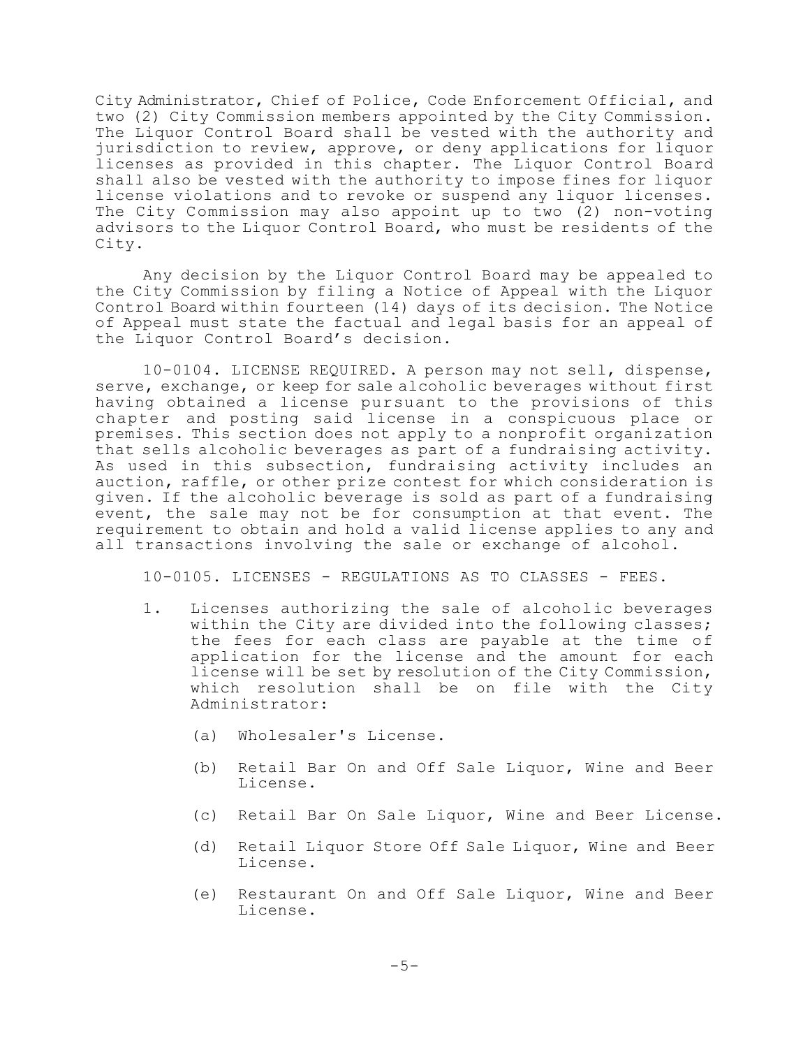City Administrator, Chief of Police, Code Enforcement Official, and two (2) City Commission members appointed by the City Commission. The Liquor Control Board shall be vested with the authority and jurisdiction to review, approve, or deny applications for liquor licenses as provided in this chapter. The Liquor Control Board shall also be vested with the authority to impose fines for liquor license violations and to revoke or suspend any liquor licenses. The City Commission may also appoint up to two (2) non-voting advisors to the Liquor Control Board, who must be residents of the City.

Any decision by the Liquor Control Board may be appealed to the City Commission by filing a Notice of Appeal with the Liquor Control Board within fourteen (14) days of its decision. The Notice of Appeal must state the factual and legal basis for an appeal of the Liquor Control Board's decision.

10-0104. LICENSE REQUIRED. A person may not sell, dispense, serve, exchange, or keep for sale alcoholic beverages without first having obtained a license pursuant to the provisions of this chapter and posting said license in a conspicuous place or premises. This section does not apply to a nonprofit organization that sells alcoholic beverages as part of a fundraising activity. As used in this subsection, fundraising activity includes an auction, raffle, or other prize contest for which consideration is given. If the alcoholic beverage is sold as part of a fundraising event, the sale may not be for consumption at that event. The requirement to obtain and hold a valid license applies to any and all transactions involving the sale or exchange of alcohol.

10-0105. LICENSES - REGULATIONS AS TO CLASSES - FEES.

1. Licenses authorizing the sale of alcoholic beverages within the City are divided into the following classes; the fees for each class are payable at the time of application for the license and the amount for each license will be set by resolution of the City Commission, which resolution shall be on file with the City Administrator:

   (a) Wholesaler's License.

   (b) Retail Bar On and Off Sale Liquor, Wine and Beer License.

   (c) Retail Bar On Sale Liquor, Wine and Beer License.

   (d) Retail Liquor Store Off Sale Liquor, Wine and Beer License.

   (e) Restaurant On and Off Sale Liquor, Wine and Beer License.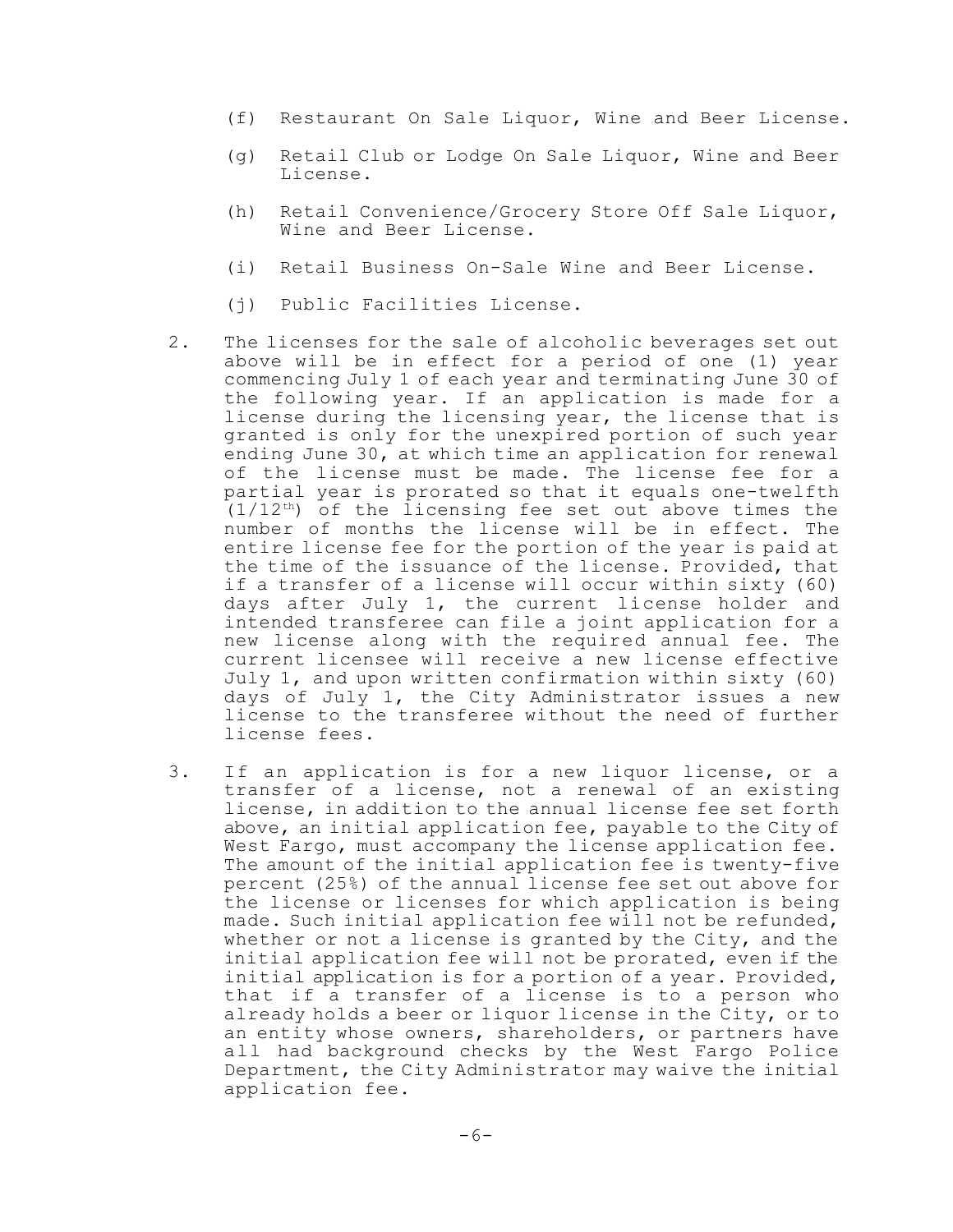(f) Restaurant On Sale Liquor, Wine and Beer License.

(g) Retail Club or Lodge On Sale Liquor, Wine and Beer License.

(h) Retail Convenience/Grocery Store Off Sale Liquor, Wine and Beer License.

(i) Retail Business On-Sale Wine and Beer License.

(j) Public Facilities License.

2. The licenses for the sale of alcoholic beverages set out above will be in effect for a period of one (1) year commencing July 1 of each year and terminating June 30 of the following year. If an application is made for a license during the licensing year, the license that is granted is only for the unexpired portion of such year ending June 30, at which time an application for renewal of the license must be made. The license fee for a partial year is prorated so that it equals one-twelfth ($1/12^{th}$) of the licensing fee set out above times the number of months the license will be in effect. The entire license fee for the portion of the year is paid at the time of the issuance of the license. Provided, that if a transfer of a license will occur within sixty (60) days after July 1, the current license holder and intended transferee can file a joint application for a new license along with the required annual fee. The current licensee will receive a new license effective July 1, and upon written confirmation within sixty (60) days of July 1, the City Administrator issues a new license to the transferee without the need of further license fees.

3. If an application is for a new liquor license, or a transfer of a license, not a renewal of an existing license, in addition to the annual license fee set forth above, an initial application fee, payable to the City of West Fargo, must accompany the license application fee. The amount of the initial application fee is twenty-five percent (25%) of the annual license fee set out above for the license or licenses for which application is being made. Such initial application fee will not be refunded, whether or not a license is granted by the City, and the initial application fee will not be prorated, even if the initial application is for a portion of a year. Provided, that if a transfer of a license is to a person who already holds a beer or liquor license in the City, or to an entity whose owners, shareholders, or partners have all had background checks by the West Fargo Police Department, the City Administrator may waive the initial application fee.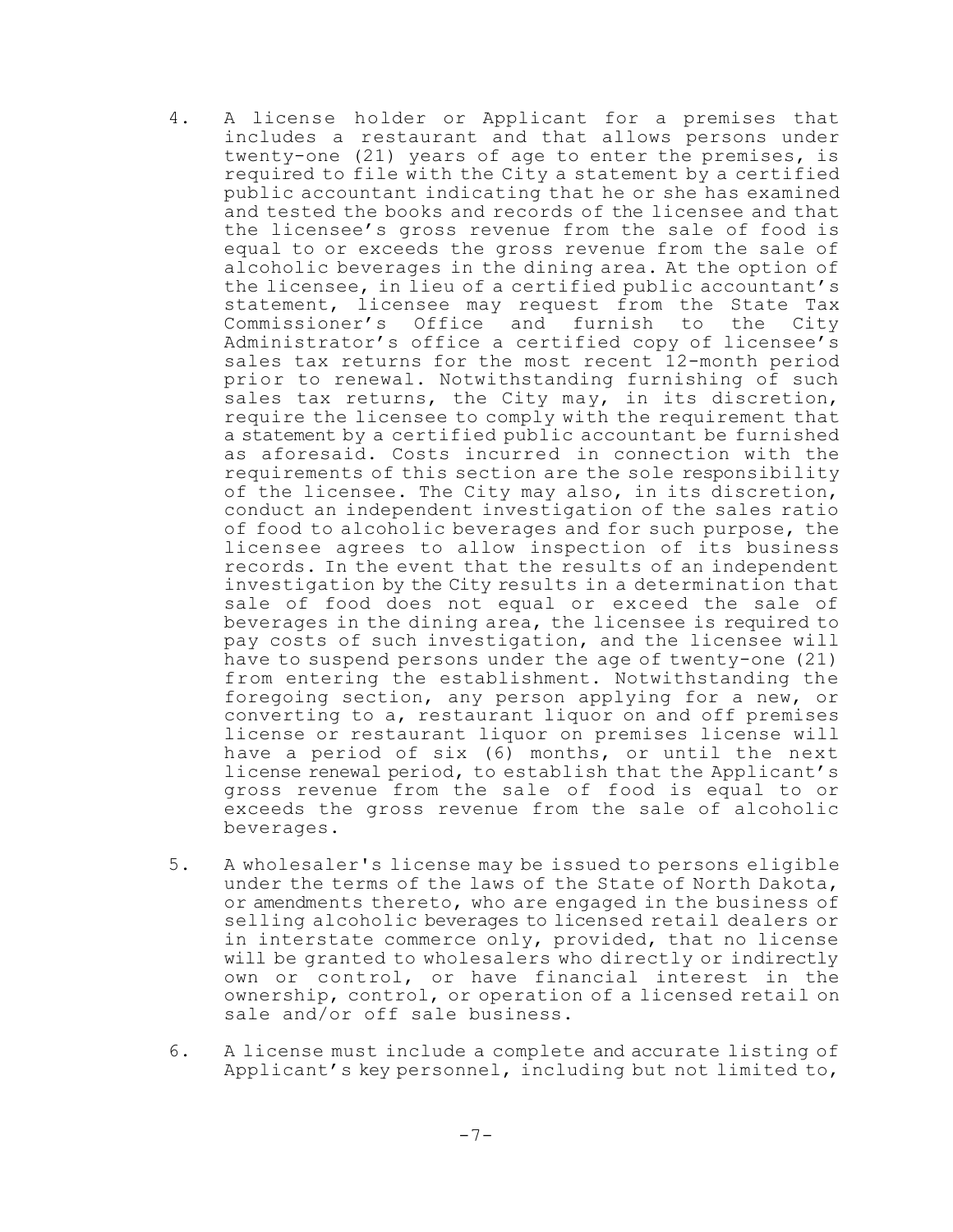4. A license holder or Applicant for a premises that includes a restaurant and that allows persons under twenty-one (21) years of age to enter the premises, is required to file with the City a statement by a certified public accountant indicating that he or she has examined and tested the books and records of the licensee and that the licensee's gross revenue from the sale of food is equal to or exceeds the gross revenue from the sale of alcoholic beverages in the dining area. At the option of the licensee, in lieu of a certified public accountant's statement, licensee may request from the State Tax Commissioner's Office and furnish to the City Administrator's office a certified copy of licensee's sales tax returns for the most recent 12-month period prior to renewal. Notwithstanding furnishing of such sales tax returns, the City may, in its discretion, require the licensee to comply with the requirement that a statement by a certified public accountant be furnished as aforesaid. Costs incurred in connection with the requirements of this section are the sole responsibility of the licensee. The City may also, in its discretion, conduct an independent investigation of the sales ratio of food to alcoholic beverages and for such purpose, the licensee agrees to allow inspection of its business records. In the event that the results of an independent investigation by the City results in a determination that sale of food does not equal or exceed the sale of beverages in the dining area, the licensee is required to pay costs of such investigation, and the licensee will have to suspend persons under the age of twenty-one (21) from entering the establishment. Notwithstanding the foregoing section, any person applying for a new, or converting to a, restaurant liquor on and off premises license or restaurant liquor on premises license will have a period of six (6) months, or until the next license renewal period, to establish that the Applicant's gross revenue from the sale of food is equal to or exceeds the gross revenue from the sale of alcoholic beverages.

5. A wholesaler's license may be issued to persons eligible under the terms of the laws of the State of North Dakota, or amendments thereto, who are engaged in the business of selling alcoholic beverages to licensed retail dealers or in interstate commerce only, provided, that no license will be granted to wholesalers who directly or indirectly own or control, or have financial interest in the ownership, control, or operation of a licensed retail on sale and/or off sale business.

6. A license must include a complete and accurate listing of Applicant's key personnel, including but not limited to,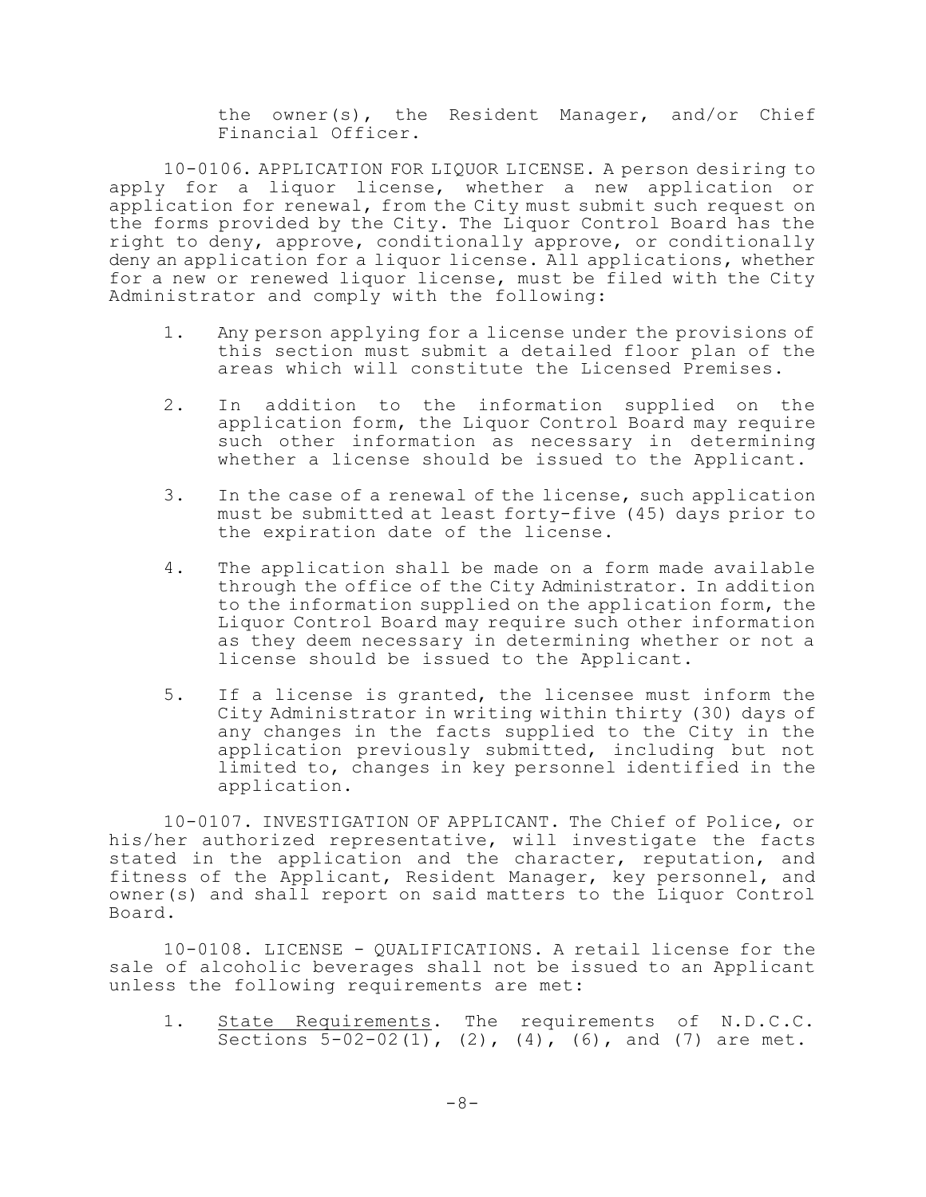the owner(s), the Resident Manager, and/or Chief Financial Officer.

10-0106. APPLICATION FOR LIQUOR LICENSE. A person desiring to apply for a liquor license, whether a new application or application for renewal, from the City must submit such request on the forms provided by the City. The Liquor Control Board has the right to deny, approve, conditionally approve, or conditionally deny an application for a liquor license. All applications, whether for a new or renewed liquor license, must be filed with the City Administrator and comply with the following:

1. Any person applying for a license under the provisions of this section must submit a detailed floor plan of the areas which will constitute the Licensed Premises.

2. In addition to the information supplied on the application form, the Liquor Control Board may require such other information as necessary in determining whether a license should be issued to the Applicant.

3. In the case of a renewal of the license, such application must be submitted at least forty-five (45) days prior to the expiration date of the license.

4. The application shall be made on a form made available through the office of the City Administrator. In addition to the information supplied on the application form, the Liquor Control Board may require such other information as they deem necessary in determining whether or not a license should be issued to the Applicant.

5. If a license is granted, the licensee must inform the City Administrator in writing within thirty (30) days of any changes in the facts supplied to the City in the application previously submitted, including but not limited to, changes in key personnel identified in the application.

10-0107. INVESTIGATION OF APPLICANT. The Chief of Police, or his/her authorized representative, will investigate the facts stated in the application and the character, reputation, and fitness of the Applicant, Resident Manager, key personnel, and owner(s) and shall report on said matters to the Liquor Control Board.

10-0108. LICENSE - QUALIFICATIONS. A retail license for the sale of alcoholic beverages shall not be issued to an Applicant unless the following requirements are met:

1. <u>State Requirements</u>. The requirements of N.D.C.C. Sections 5-02-02(1), (2), (4), (6), and (7) are met.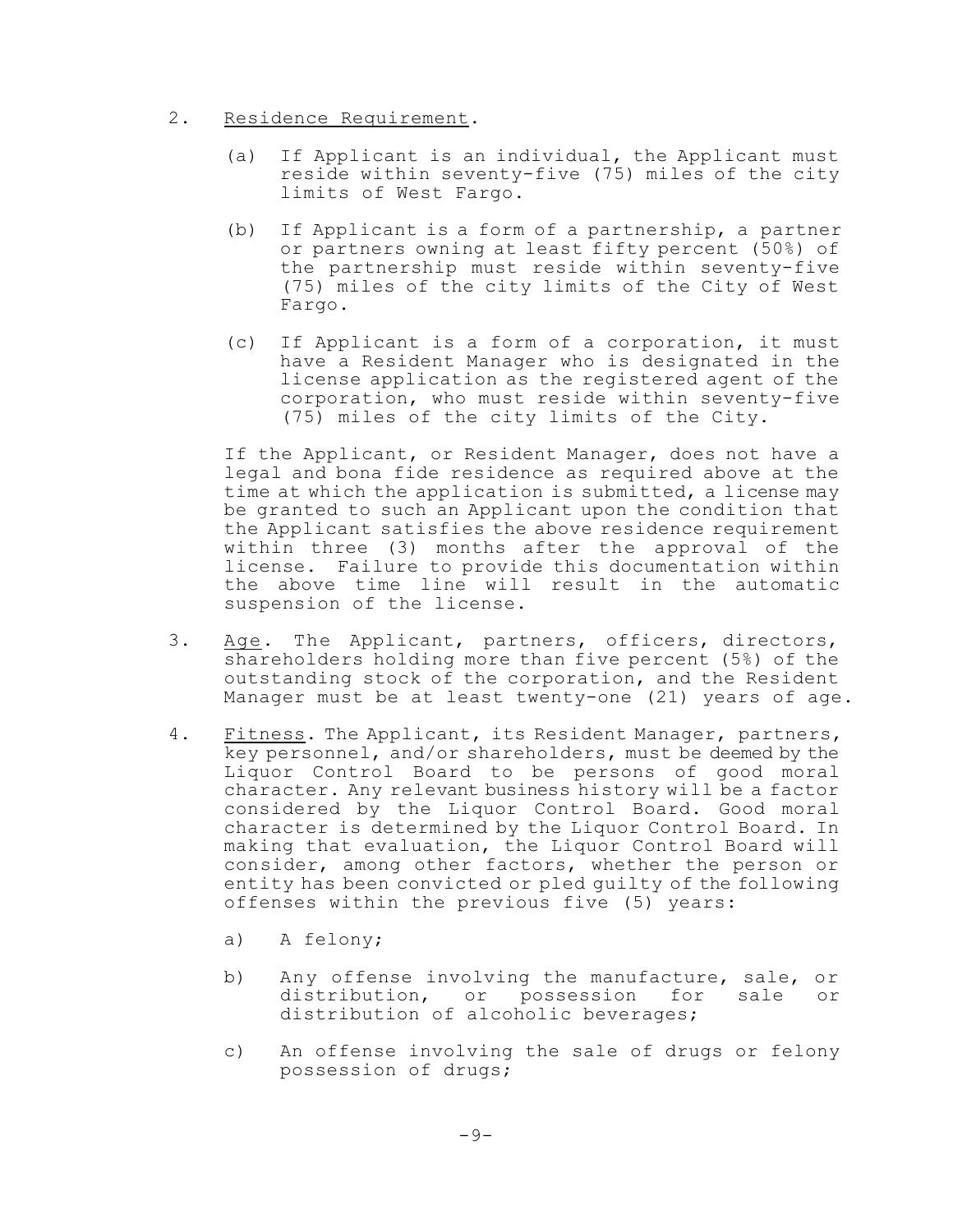2. Residence Requirement.

   (a) If Applicant is an individual, the Applicant must reside within seventy-five (75) miles of the city limits of West Fargo.

   (b) If Applicant is a form of a partnership, a partner or partners owning at least fifty percent (50%) of the partnership must reside within seventy-five (75) miles of the city limits of the City of West Fargo.

   (c) If Applicant is a form of a corporation, it must have a Resident Manager who is designated in the license application as the registered agent of the corporation, who must reside within seventy-five (75) miles of the city limits of the City.

   If the Applicant, or Resident Manager, does not have a legal and bona fide residence as required above at the time at which the application is submitted, a license may be granted to such an Applicant upon the condition that the Applicant satisfies the above residence requirement within three (3) months after the approval of the license. Failure to provide this documentation within the above time line will result in the automatic suspension of the license.

3. Age. The Applicant, partners, officers, directors, shareholders holding more than five percent (5%) of the outstanding stock of the corporation, and the Resident Manager must be at least twenty-one (21) years of age.

4. Fitness. The Applicant, its Resident Manager, partners, key personnel, and/or shareholders, must be deemed by the Liquor Control Board to be persons of good moral character. Any relevant business history will be a factor considered by the Liquor Control Board. Good moral character is determined by the Liquor Control Board. In making that evaluation, the Liquor Control Board will consider, among other factors, whether the person or entity has been convicted or pled guilty of the following offenses within the previous five (5) years:

   a) A felony;

   b) Any offense involving the manufacture, sale, or distribution, or possession for sale or distribution of alcoholic beverages;

   c) An offense involving the sale of drugs or felony possession of drugs;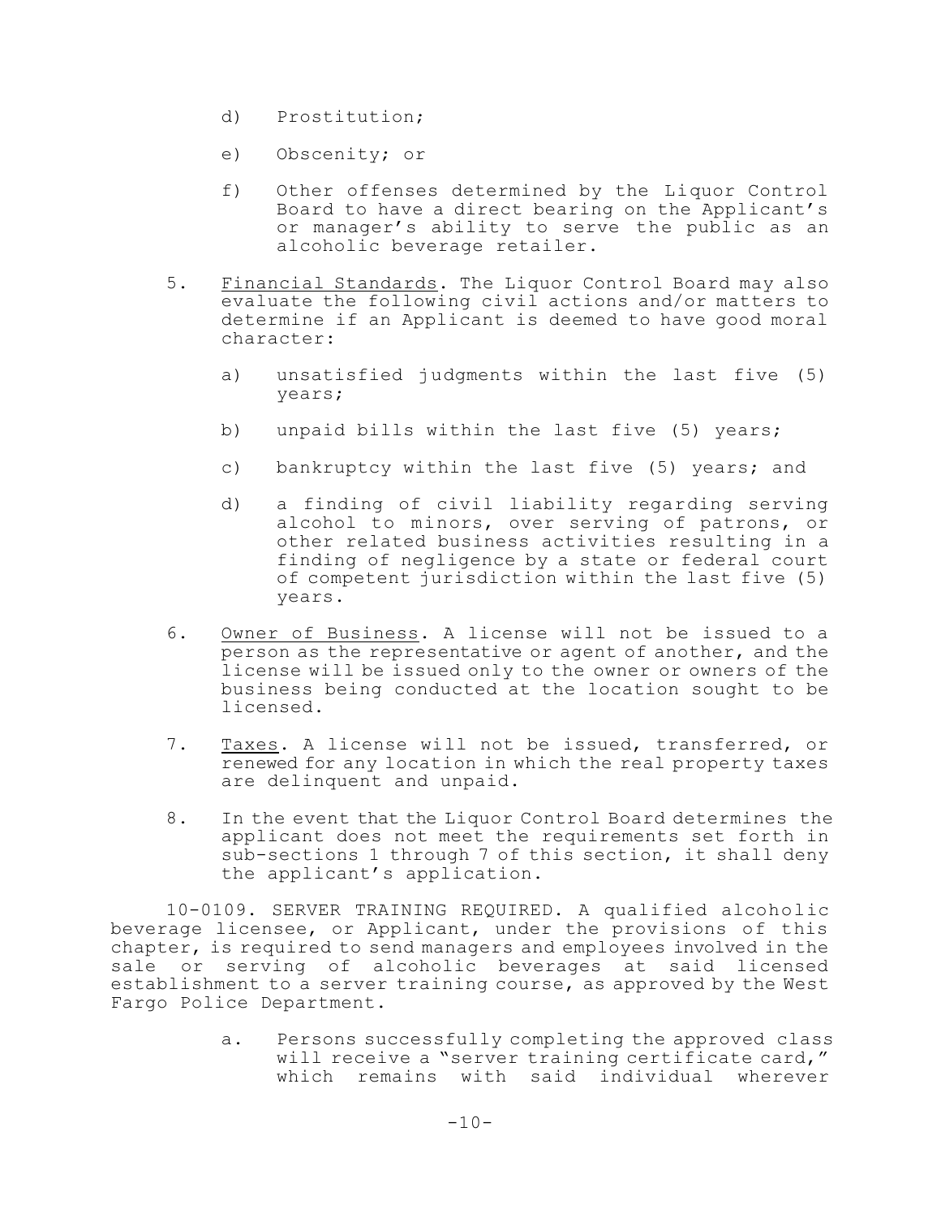d) Prostitution;

e) Obscenity; or

f) Other offenses determined by the Liquor Control Board to have a direct bearing on the Applicant's or manager's ability to serve the public as an alcoholic beverage retailer.

5. Financial Standards. The Liquor Control Board may also evaluate the following civil actions and/or matters to determine if an Applicant is deemed to have good moral character:

   a) unsatisfied judgments within the last five (5) years;

   b) unpaid bills within the last five (5) years;

   c) bankruptcy within the last five (5) years; and

   d) a finding of civil liability regarding serving alcohol to minors, over serving of patrons, or other related business activities resulting in a finding of negligence by a state or federal court of competent jurisdiction within the last five (5) years.

6. Owner of Business. A license will not be issued to a person as the representative or agent of another, and the license will be issued only to the owner or owners of the business being conducted at the location sought to be licensed.

7. Taxes. A license will not be issued, transferred, or renewed for any location in which the real property taxes are delinquent and unpaid.

8. In the event that the Liquor Control Board determines the applicant does not meet the requirements set forth in sub-sections 1 through 7 of this section, it shall deny the applicant's application.

10-0109. SERVER TRAINING REQUIRED. A qualified alcoholic beverage licensee, or Applicant, under the provisions of this chapter, is required to send managers and employees involved in the sale or serving of alcoholic beverages at said licensed establishment to a server training course, as approved by the West Fargo Police Department.

a. Persons successfully completing the approved class will receive a "server training certificate card," which remains with said individual wherever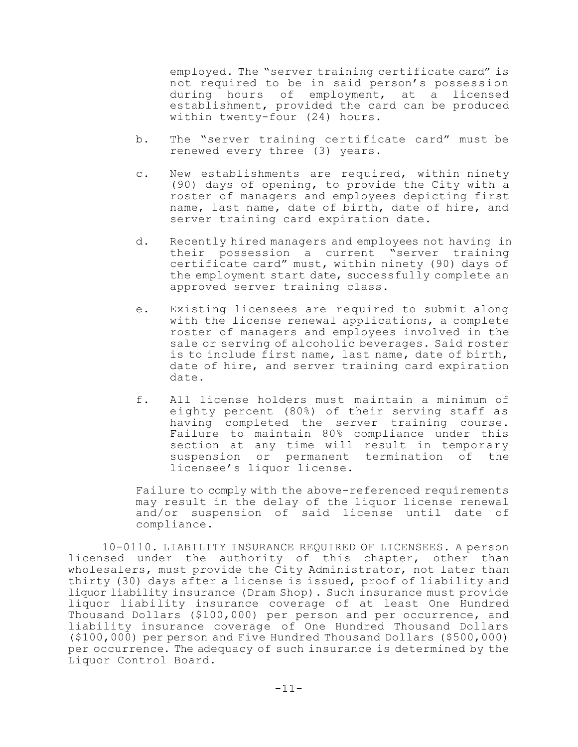employed. The "server training certificate card" is not required to be in said person's possession during hours of employment, at a licensed establishment, provided the card can be produced within twenty-four (24) hours.

b. The "server training certificate card" must be renewed every three (3) years.

c. New establishments are required, within ninety (90) days of opening, to provide the City with a roster of managers and employees depicting first name, last name, date of birth, date of hire, and server training card expiration date.

d. Recently hired managers and employees not having in their possession a current "server training certificate card" must, within ninety (90) days of the employment start date, successfully complete an approved server training class.

e. Existing licensees are required to submit along with the license renewal applications, a complete roster of managers and employees involved in the sale or serving of alcoholic beverages. Said roster is to include first name, last name, date of birth, date of hire, and server training card expiration date.

f. All license holders must maintain a minimum of eighty percent (80%) of their serving staff as having completed the server training course. Failure to maintain 80% compliance under this section at any time will result in temporary suspension or permanent termination of the licensee's liquor license.

Failure to comply with the above-referenced requirements may result in the delay of the liquor license renewal and/or suspension of said license until date of compliance.

10-0110. LIABILITY INSURANCE REQUIRED OF LICENSEES. A person licensed under the authority of this chapter, other than wholesalers, must provide the City Administrator, not later than thirty (30) days after a license is issued, proof of liability and liquor liability insurance (Dram Shop). Such insurance must provide liquor liability insurance coverage of at least One Hundred Thousand Dollars ($100,000) per person and per occurrence, and liability insurance coverage of One Hundred Thousand Dollars ($100,000) per person and Five Hundred Thousand Dollars ($500,000) per occurrence. The adequacy of such insurance is determined by the Liquor Control Board.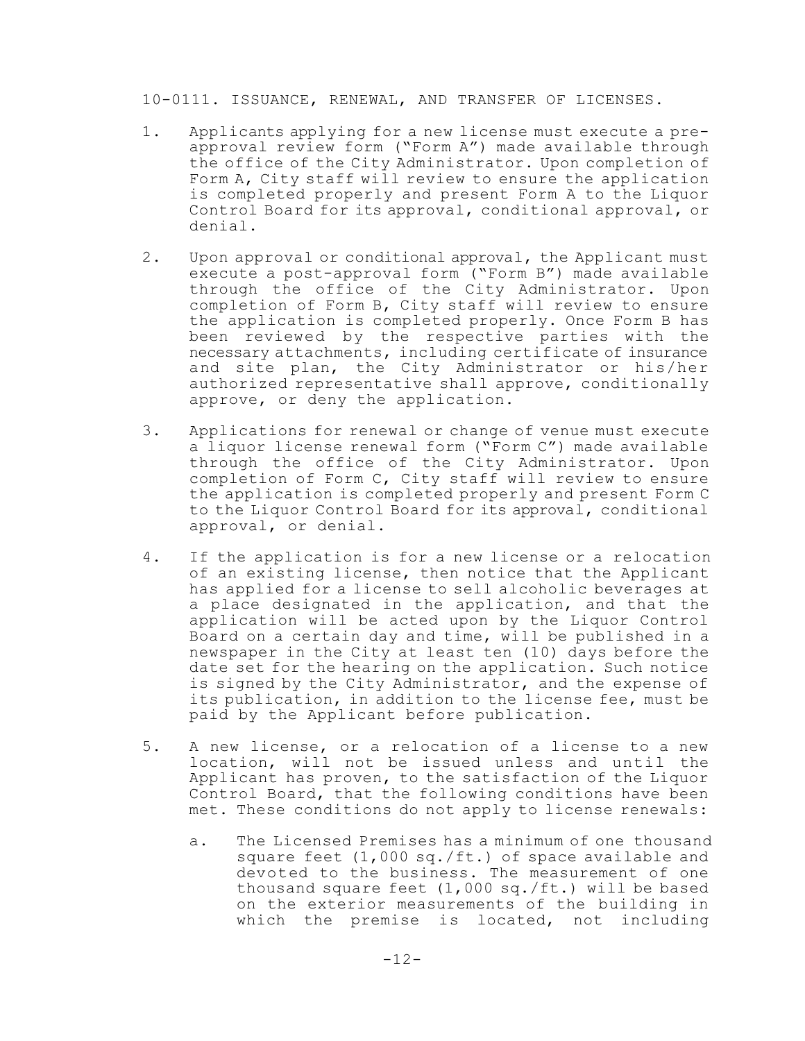10-0111. ISSUANCE, RENEWAL, AND TRANSFER OF LICENSES.

1. Applicants applying for a new license must execute a pre-approval review form ("Form A") made available through the office of the City Administrator. Upon completion of Form A, City staff will review to ensure the application is completed properly and present Form A to the Liquor Control Board for its approval, conditional approval, or denial.

2. Upon approval or conditional approval, the Applicant must execute a post-approval form ("Form B") made available through the office of the City Administrator. Upon completion of Form B, City staff will review to ensure the application is completed properly. Once Form B has been reviewed by the respective parties with the necessary attachments, including certificate of insurance and site plan, the City Administrator or his/her authorized representative shall approve, conditionally approve, or deny the application.

3. Applications for renewal or change of venue must execute a liquor license renewal form ("Form C") made available through the office of the City Administrator. Upon completion of Form C, City staff will review to ensure the application is completed properly and present Form C to the Liquor Control Board for its approval, conditional approval, or denial.

4. If the application is for a new license or a relocation of an existing license, then notice that the Applicant has applied for a license to sell alcoholic beverages at a place designated in the application, and that the application will be acted upon by the Liquor Control Board on a certain day and time, will be published in a newspaper in the City at least ten (10) days before the date set for the hearing on the application. Such notice is signed by the City Administrator, and the expense of its publication, in addition to the license fee, must be paid by the Applicant before publication.

5. A new license, or a relocation of a license to a new location, will not be issued unless and until the Applicant has proven, to the satisfaction of the Liquor Control Board, that the following conditions have been met. These conditions do not apply to license renewals:

   a. The Licensed Premises has a minimum of one thousand square feet (1,000 sq./ft.) of space available and devoted to the business. The measurement of one thousand square feet (1,000 sq./ft.) will be based on the exterior measurements of the building in which the premise is located, not including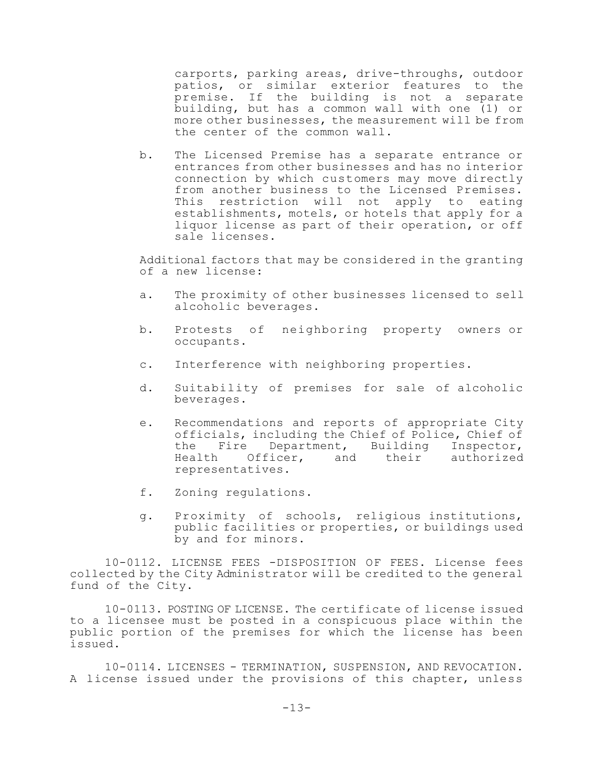carports, parking areas, drive-throughs, outdoor patios, or similar exterior features to the premise. If the building is not a separate building, but has a common wall with one (1) or more other businesses, the measurement will be from the center of the common wall.

b. The Licensed Premise has a separate entrance or entrances from other businesses and has no interior connection by which customers may move directly from another business to the Licensed Premises. This restriction will not apply to eating establishments, motels, or hotels that apply for a liquor license as part of their operation, or off sale licenses.

Additional factors that may be considered in the granting of a new license:

a. The proximity of other businesses licensed to sell alcoholic beverages.

b. Protests of neighboring property owners or occupants.

c. Interference with neighboring properties.

d. Suitability of premises for sale of alcoholic beverages.

e. Recommendations and reports of appropriate City officials, including the Chief of Police, Chief of the Fire Department, Building Inspector, Health Officer, and their authorized representatives.

f. Zoning regulations.

g. Proximity of schools, religious institutions, public facilities or properties, or buildings used by and for minors.

10-0112. LICENSE FEES -DISPOSITION OF FEES. License fees collected by the City Administrator will be credited to the general fund of the City.

10-0113. POSTING OF LICENSE. The certificate of license issued to a licensee must be posted in a conspicuous place within the public portion of the premises for which the license has been issued.

10-0114. LICENSES - TERMINATION, SUSPENSION, AND REVOCATION. A license issued under the provisions of this chapter, unless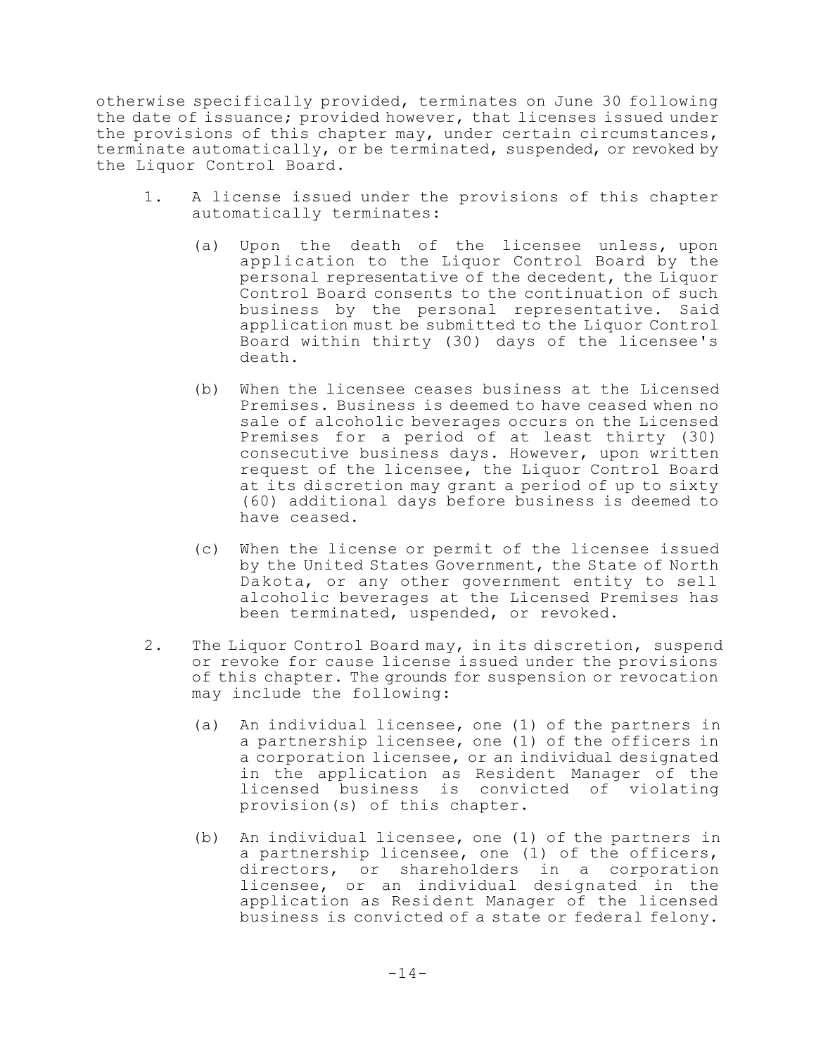otherwise specifically provided, terminates on June 30 following the date of issuance; provided however, that licenses issued under the provisions of this chapter may, under certain circumstances, terminate automatically, or be terminated, suspended, or revoked by the Liquor Control Board.

1. A license issued under the provisions of this chapter automatically terminates:

   (a) Upon the death of the licensee unless, upon application to the Liquor Control Board by the personal representative of the decedent, the Liquor Control Board consents to the continuation of such business by the personal representative. Said application must be submitted to the Liquor Control Board within thirty (30) days of the licensee's death.

   (b) When the licensee ceases business at the Licensed Premises. Business is deemed to have ceased when no sale of alcoholic beverages occurs on the Licensed Premises for a period of at least thirty (30) consecutive business days. However, upon written request of the licensee, the Liquor Control Board at its discretion may grant a period of up to sixty (60) additional days before business is deemed to have ceased.

   (c) When the license or permit of the licensee issued by the United States Government, the State of North Dakota, or any other government entity to sell alcoholic beverages at the Licensed Premises has been terminated, uspended, or revoked.

2. The Liquor Control Board may, in its discretion, suspend or revoke for cause license issued under the provisions of this chapter. The grounds for suspension or revocation may include the following:

   (a) An individual licensee, one (1) of the partners in a partnership licensee, one (1) of the officers in a corporation licensee, or an individual designated in the application as Resident Manager of the licensed business is convicted of violating provision(s) of this chapter.

   (b) An individual licensee, one (1) of the partners in a partnership licensee, one (1) of the officers, directors, or shareholders in a corporation licensee, or an individual designated in the application as Resident Manager of the licensed business is convicted of a state or federal felony.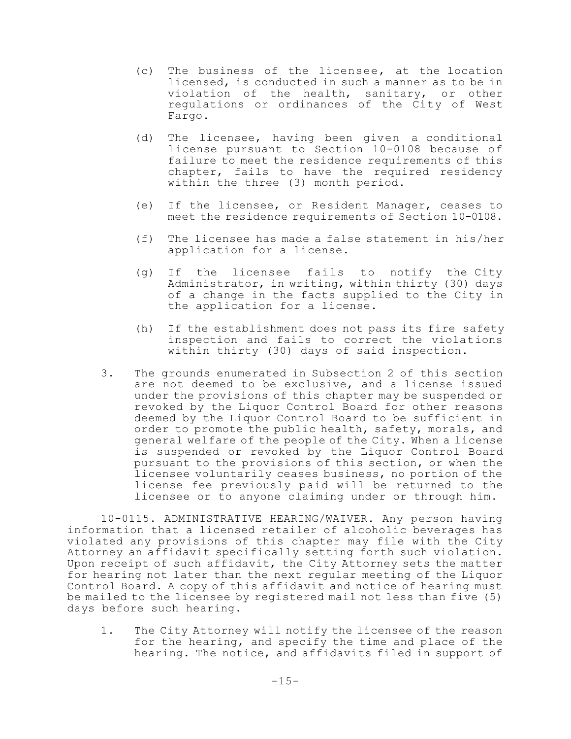(c) The business of the licensee, at the location licensed, is conducted in such a manner as to be in violation of the health, sanitary, or other regulations or ordinances of the City of West Fargo.

(d) The licensee, having been given a conditional license pursuant to Section 10-0108 because of failure to meet the residence requirements of this chapter, fails to have the required residency within the three (3) month period.

(e) If the licensee, or Resident Manager, ceases to meet the residence requirements of Section 10-0108.

(f) The licensee has made a false statement in his/her application for a license.

(g) If the licensee fails to notify the City Administrator, in writing, within thirty (30) days of a change in the facts supplied to the City in the application for a license.

(h) If the establishment does not pass its fire safety inspection and fails to correct the violations within thirty (30) days of said inspection.

3. The grounds enumerated in Subsection 2 of this section are not deemed to be exclusive, and a license issued under the provisions of this chapter may be suspended or revoked by the Liquor Control Board for other reasons deemed by the Liquor Control Board to be sufficient in order to promote the public health, safety, morals, and general welfare of the people of the City. When a license is suspended or revoked by the Liquor Control Board pursuant to the provisions of this section, or when the licensee voluntarily ceases business, no portion of the license fee previously paid will be returned to the licensee or to anyone claiming under or through him.

10-0115. ADMINISTRATIVE HEARING/WAIVER. Any person having information that a licensed retailer of alcoholic beverages has violated any provisions of this chapter may file with the City Attorney an affidavit specifically setting forth such violation. Upon receipt of such affidavit, the City Attorney sets the matter for hearing not later than the next regular meeting of the Liquor Control Board. A copy of this affidavit and notice of hearing must be mailed to the licensee by registered mail not less than five (5) days before such hearing.

1. The City Attorney will notify the licensee of the reason for the hearing, and specify the time and place of the hearing. The notice, and affidavits filed in support of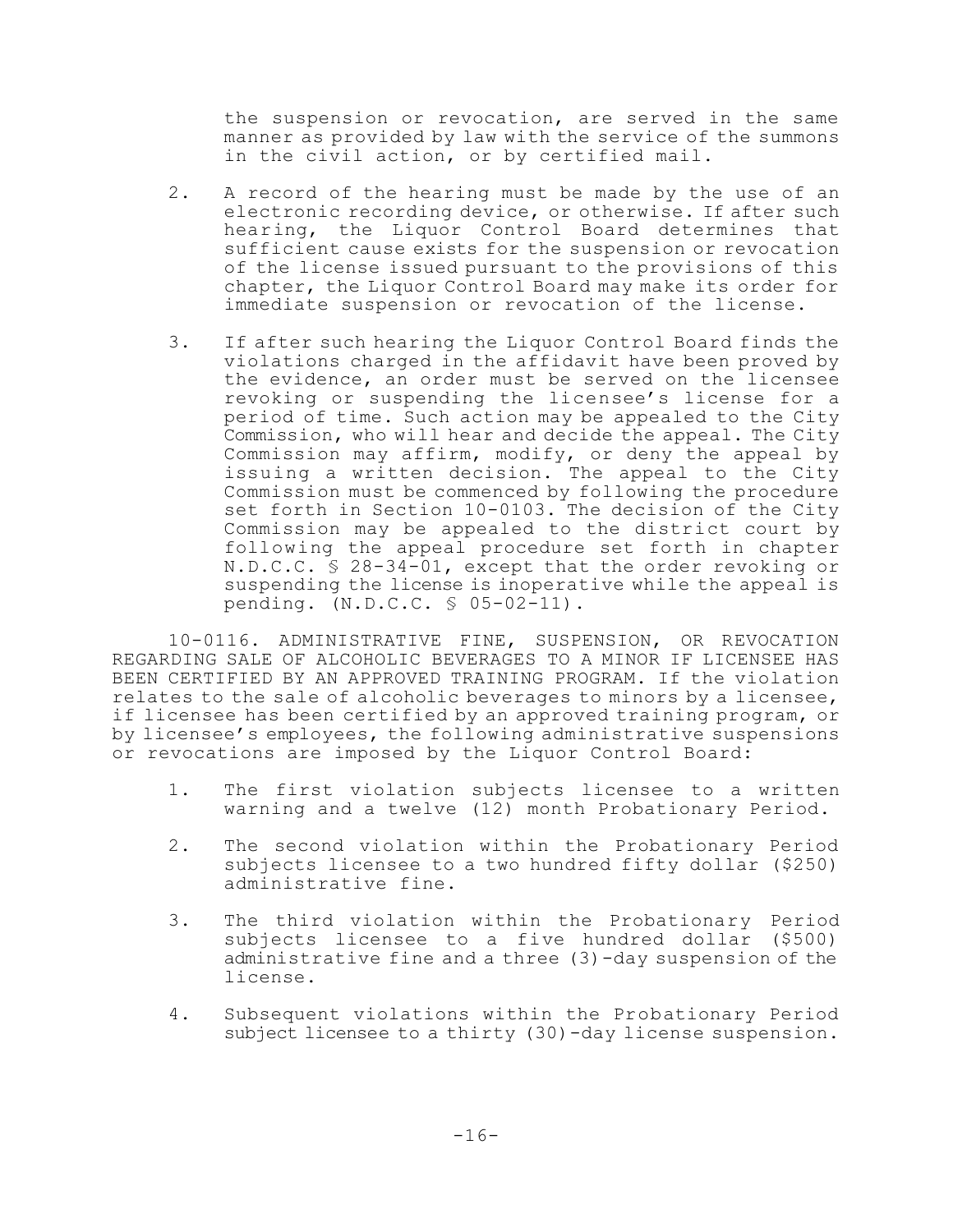the suspension or revocation, are served in the same manner as provided by law with the service of the summons in the civil action, or by certified mail.

2. A record of the hearing must be made by the use of an electronic recording device, or otherwise. If after such hearing, the Liquor Control Board determines that sufficient cause exists for the suspension or revocation of the license issued pursuant to the provisions of this chapter, the Liquor Control Board may make its order for immediate suspension or revocation of the license.

3. If after such hearing the Liquor Control Board finds the violations charged in the affidavit have been proved by the evidence, an order must be served on the licensee revoking or suspending the licensee's license for a period of time. Such action may be appealed to the City Commission, who will hear and decide the appeal. The City Commission may affirm, modify, or deny the appeal by issuing a written decision. The appeal to the City Commission must be commenced by following the procedure set forth in Section 10-0103. The decision of the City Commission may be appealed to the district court by following the appeal procedure set forth in chapter N.D.C.C. § 28-34-01, except that the order revoking or suspending the license is inoperative while the appeal is pending. (N.D.C.C. § 05-02-11).

10-0116. ADMINISTRATIVE FINE, SUSPENSION, OR REVOCATION REGARDING SALE OF ALCOHOLIC BEVERAGES TO A MINOR IF LICENSEE HAS BEEN CERTIFIED BY AN APPROVED TRAINING PROGRAM. If the violation relates to the sale of alcoholic beverages to minors by a licensee, if licensee has been certified by an approved training program, or by licensee's employees, the following administrative suspensions or revocations are imposed by the Liquor Control Board:

1. The first violation subjects licensee to a written warning and a twelve (12) month Probationary Period.

2. The second violation within the Probationary Period subjects licensee to a two hundred fifty dollar ($250) administrative fine.

3. The third violation within the Probationary Period subjects licensee to a five hundred dollar ($500) administrative fine and a three (3)-day suspension of the license.

4. Subsequent violations within the Probationary Period subject licensee to a thirty (30)-day license suspension.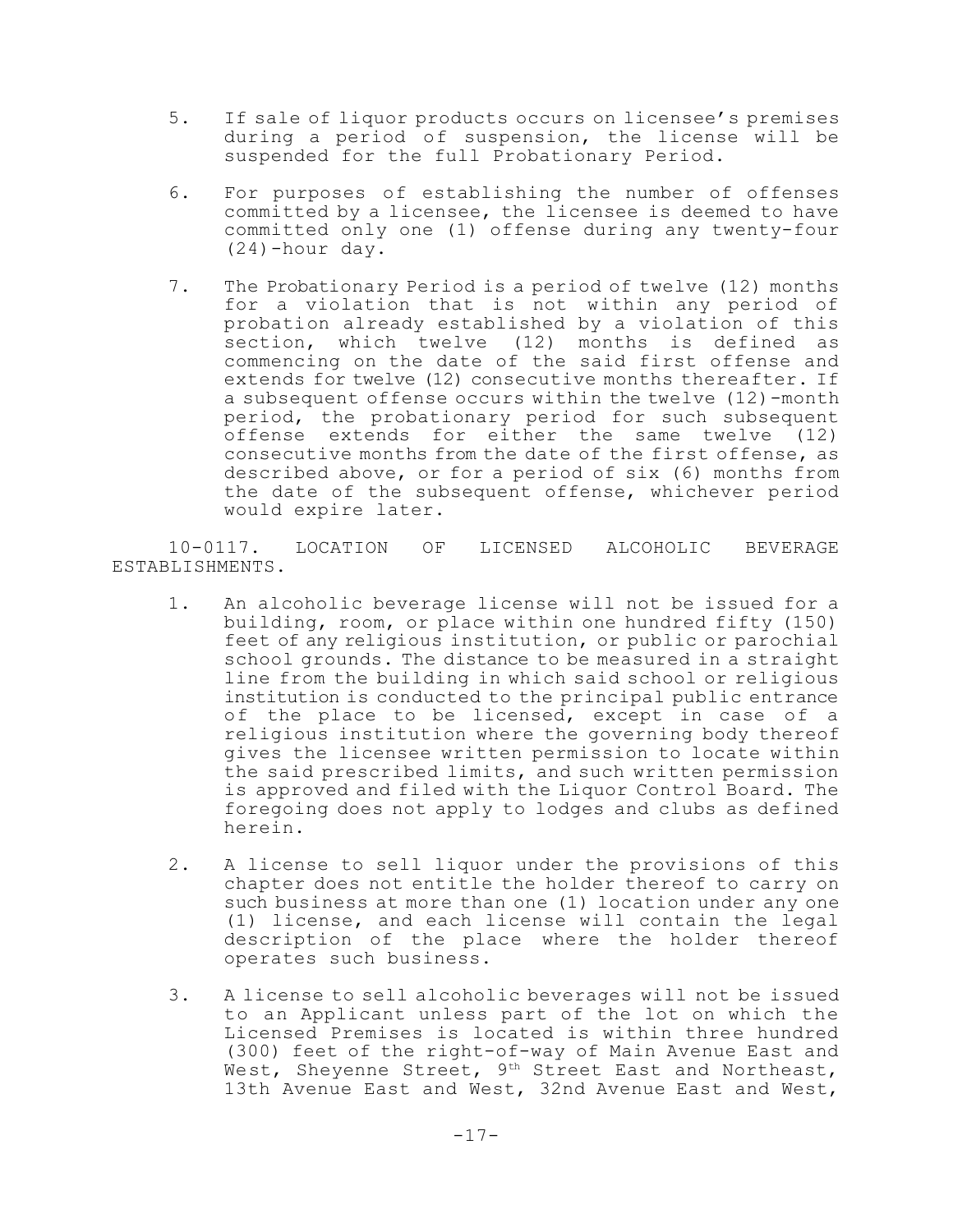5. If sale of liquor products occurs on licensee's premises during a period of suspension, the license will be suspended for the full Probationary Period.

6. For purposes of establishing the number of offenses committed by a licensee, the licensee is deemed to have committed only one (1) offense during any twenty-four (24)-hour day.

7. The Probationary Period is a period of twelve (12) months for a violation that is not within any period of probation already established by a violation of this section, which twelve (12) months is defined as commencing on the date of the said first offense and extends for twelve (12) consecutive months thereafter. If a subsequent offense occurs within the twelve (12)-month period, the probationary period for such subsequent offense extends for either the same twelve (12) consecutive months from the date of the first offense, as described above, or for a period of six (6) months from the date of the subsequent offense, whichever period would expire later.

10-0117. LOCATION OF LICENSED ALCOHOLIC BEVERAGE ESTABLISHMENTS.

1. An alcoholic beverage license will not be issued for a building, room, or place within one hundred fifty (150) feet of any religious institution, or public or parochial school grounds. The distance to be measured in a straight line from the building in which said school or religious institution is conducted to the principal public entrance of the place to be licensed, except in case of a religious institution where the governing body thereof gives the licensee written permission to locate within the said prescribed limits, and such written permission is approved and filed with the Liquor Control Board. The foregoing does not apply to lodges and clubs as defined herein.

2. A license to sell liquor under the provisions of this chapter does not entitle the holder thereof to carry on such business at more than one (1) location under any one (1) license, and each license will contain the legal description of the place where the holder thereof operates such business.

3. A license to sell alcoholic beverages will not be issued to an Applicant unless part of the lot on which the Licensed Premises is located is within three hundred (300) feet of the right-of-way of Main Avenue East and West, Sheyenne Street, 9th Street East and Northeast, 13th Avenue East and West, 32nd Avenue East and West,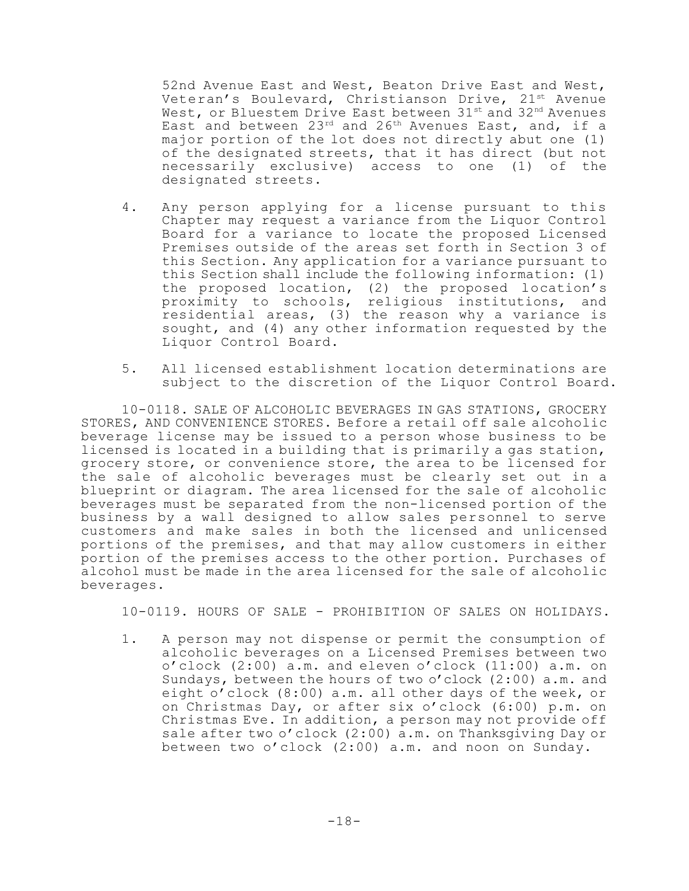52nd Avenue East and West, Beaton Drive East and West, Veteran's Boulevard, Christianson Drive, 21st Avenue West, or Bluestem Drive East between 31st and 32nd Avenues East and between 23rd and 26th Avenues East, and, if a major portion of the lot does not directly abut one (1) of the designated streets, that it has direct (but not necessarily exclusive) access to one (1) of the designated streets.

4. Any person applying for a license pursuant to this Chapter may request a variance from the Liquor Control Board for a variance to locate the proposed Licensed Premises outside of the areas set forth in Section 3 of this Section. Any application for a variance pursuant to this Section shall include the following information: (1) the proposed location, (2) the proposed location's proximity to schools, religious institutions, and residential areas, (3) the reason why a variance is sought, and (4) any other information requested by the Liquor Control Board.

5. All licensed establishment location determinations are subject to the discretion of the Liquor Control Board.

10-0118. SALE OF ALCOHOLIC BEVERAGES IN GAS STATIONS, GROCERY STORES, AND CONVENIENCE STORES. Before a retail off sale alcoholic beverage license may be issued to a person whose business to be licensed is located in a building that is primarily a gas station, grocery store, or convenience store, the area to be licensed for the sale of alcoholic beverages must be clearly set out in a blueprint or diagram. The area licensed for the sale of alcoholic beverages must be separated from the non-licensed portion of the business by a wall designed to allow sales personnel to serve customers and make sales in both the licensed and unlicensed portions of the premises, and that may allow customers in either portion of the premises access to the other portion. Purchases of alcohol must be made in the area licensed for the sale of alcoholic beverages.

10-0119. HOURS OF SALE - PROHIBITION OF SALES ON HOLIDAYS.

1. A person may not dispense or permit the consumption of alcoholic beverages on a Licensed Premises between two o'clock (2:00) a.m. and eleven o'clock (11:00) a.m. on Sundays, between the hours of two o'clock (2:00) a.m. and eight o'clock (8:00) a.m. all other days of the week, or on Christmas Day, or after six o'clock (6:00) p.m. on Christmas Eve. In addition, a person may not provide off sale after two o'clock (2:00) a.m. on Thanksgiving Day or between two o'clock (2:00) a.m. and noon on Sunday.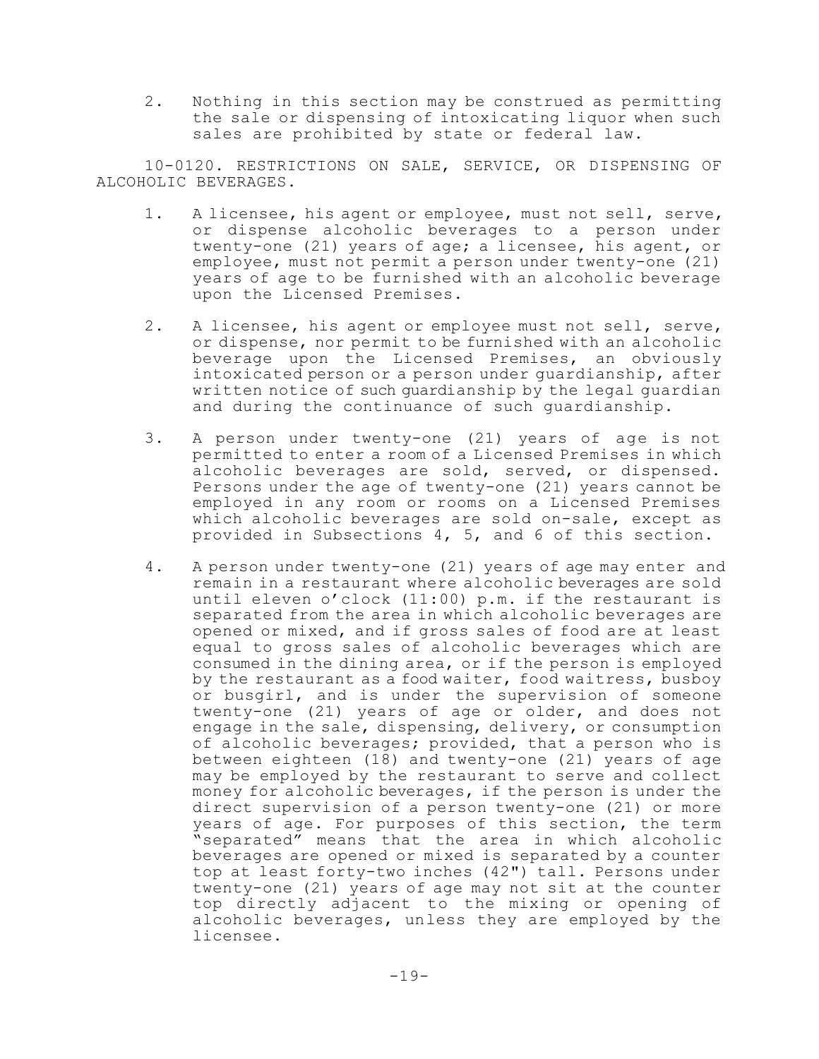2. Nothing in this section may be construed as permitting the sale or dispensing of intoxicating liquor when such sales are prohibited by state or federal law.

10-0120. RESTRICTIONS ON SALE, SERVICE, OR DISPENSING OF ALCOHOLIC BEVERAGES.

1. A licensee, his agent or employee, must not sell, serve, or dispense alcoholic beverages to a person under twenty-one (21) years of age; a licensee, his agent, or employee, must not permit a person under twenty-one (21) years of age to be furnished with an alcoholic beverage upon the Licensed Premises.

2. A licensee, his agent or employee must not sell, serve, or dispense, nor permit to be furnished with an alcoholic beverage upon the Licensed Premises, an obviously intoxicated person or a person under guardianship, after written notice of such guardianship by the legal guardian and during the continuance of such guardianship.

3. A person under twenty-one (21) years of age is not permitted to enter a room of a Licensed Premises in which alcoholic beverages are sold, served, or dispensed. Persons under the age of twenty-one (21) years cannot be employed in any room or rooms on a Licensed Premises which alcoholic beverages are sold on-sale, except as provided in Subsections 4, 5, and 6 of this section.

4. A person under twenty-one (21) years of age may enter and remain in a restaurant where alcoholic beverages are sold until eleven o'clock (11:00) p.m. if the restaurant is separated from the area in which alcoholic beverages are opened or mixed, and if gross sales of food are at least equal to gross sales of alcoholic beverages which are consumed in the dining area, or if the person is employed by the restaurant as a food waiter, food waitress, busboy or busgirl, and is under the supervision of someone twenty-one (21) years of age or older, and does not engage in the sale, dispensing, delivery, or consumption of alcoholic beverages; provided, that a person who is between eighteen (18) and twenty-one (21) years of age may be employed by the restaurant to serve and collect money for alcoholic beverages, if the person is under the direct supervision of a person twenty-one (21) or more years of age. For purposes of this section, the term "separated" means that the area in which alcoholic beverages are opened or mixed is separated by a counter top at least forty-two inches (42") tall. Persons under twenty-one (21) years of age may not sit at the counter top directly adjacent to the mixing or opening of alcoholic beverages, unless they are employed by the licensee.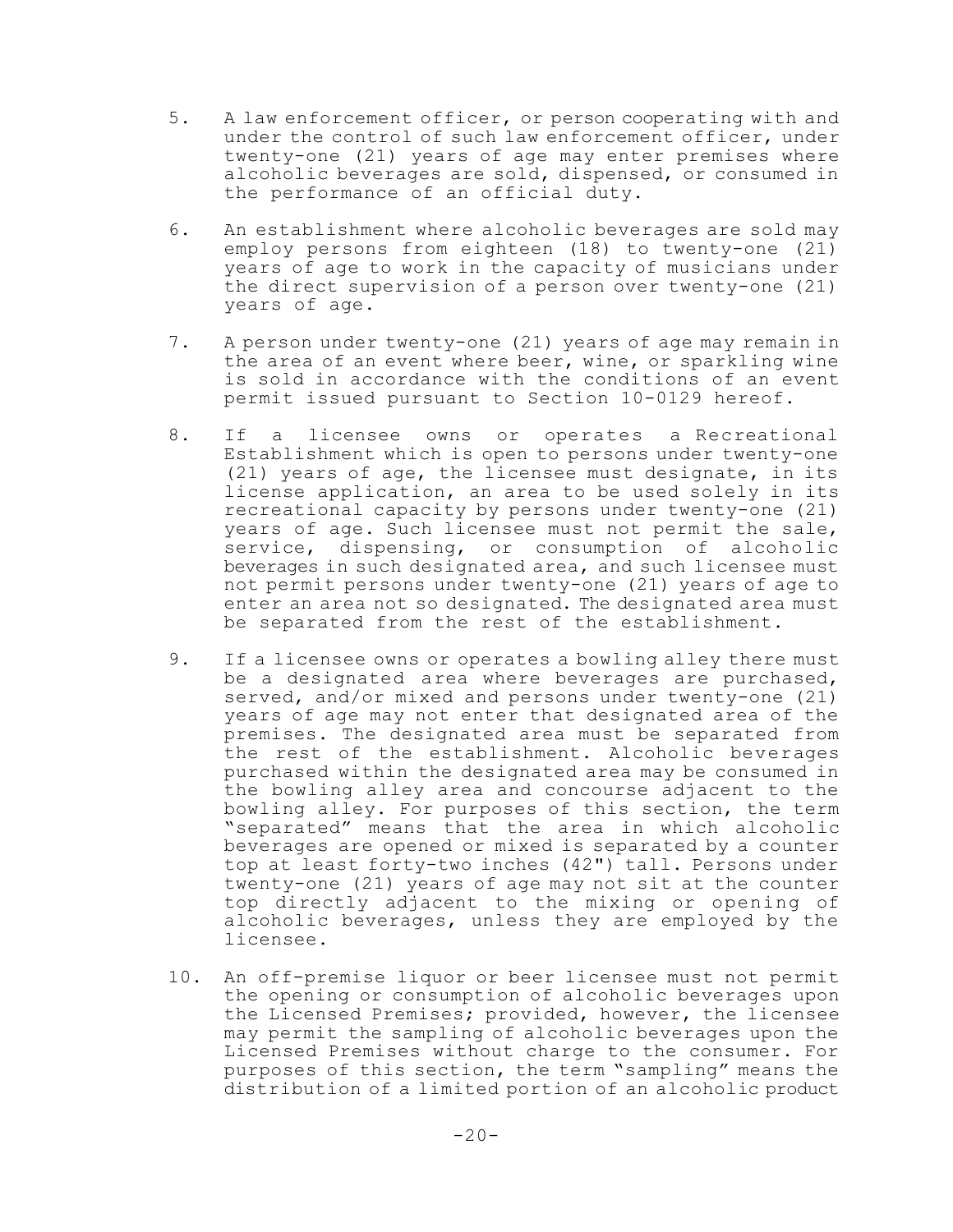5. A law enforcement officer, or person cooperating with and under the control of such law enforcement officer, under twenty-one (21) years of age may enter premises where alcoholic beverages are sold, dispensed, or consumed in the performance of an official duty.

6. An establishment where alcoholic beverages are sold may employ persons from eighteen (18) to twenty-one (21) years of age to work in the capacity of musicians under the direct supervision of a person over twenty-one (21) years of age.

7. A person under twenty-one (21) years of age may remain in the area of an event where beer, wine, or sparkling wine is sold in accordance with the conditions of an event permit issued pursuant to Section 10-0129 hereof.

8. If a licensee owns or operates a Recreational Establishment which is open to persons under twenty-one (21) years of age, the licensee must designate, in its license application, an area to be used solely in its recreational capacity by persons under twenty-one (21) years of age. Such licensee must not permit the sale, service, dispensing, or consumption of alcoholic beverages in such designated area, and such licensee must not permit persons under twenty-one (21) years of age to enter an area not so designated. The designated area must be separated from the rest of the establishment.

9. If a licensee owns or operates a bowling alley there must be a designated area where beverages are purchased, served, and/or mixed and persons under twenty-one (21) years of age may not enter that designated area of the premises. The designated area must be separated from the rest of the establishment. Alcoholic beverages purchased within the designated area may be consumed in the bowling alley area and concourse adjacent to the bowling alley. For purposes of this section, the term "separated" means that the area in which alcoholic beverages are opened or mixed is separated by a counter top at least forty-two inches (42") tall. Persons under twenty-one (21) years of age may not sit at the counter top directly adjacent to the mixing or opening of alcoholic beverages, unless they are employed by the licensee.

10. An off-premise liquor or beer licensee must not permit the opening or consumption of alcoholic beverages upon the Licensed Premises; provided, however, the licensee may permit the sampling of alcoholic beverages upon the Licensed Premises without charge to the consumer. For purposes of this section, the term "sampling" means the distribution of a limited portion of an alcoholic product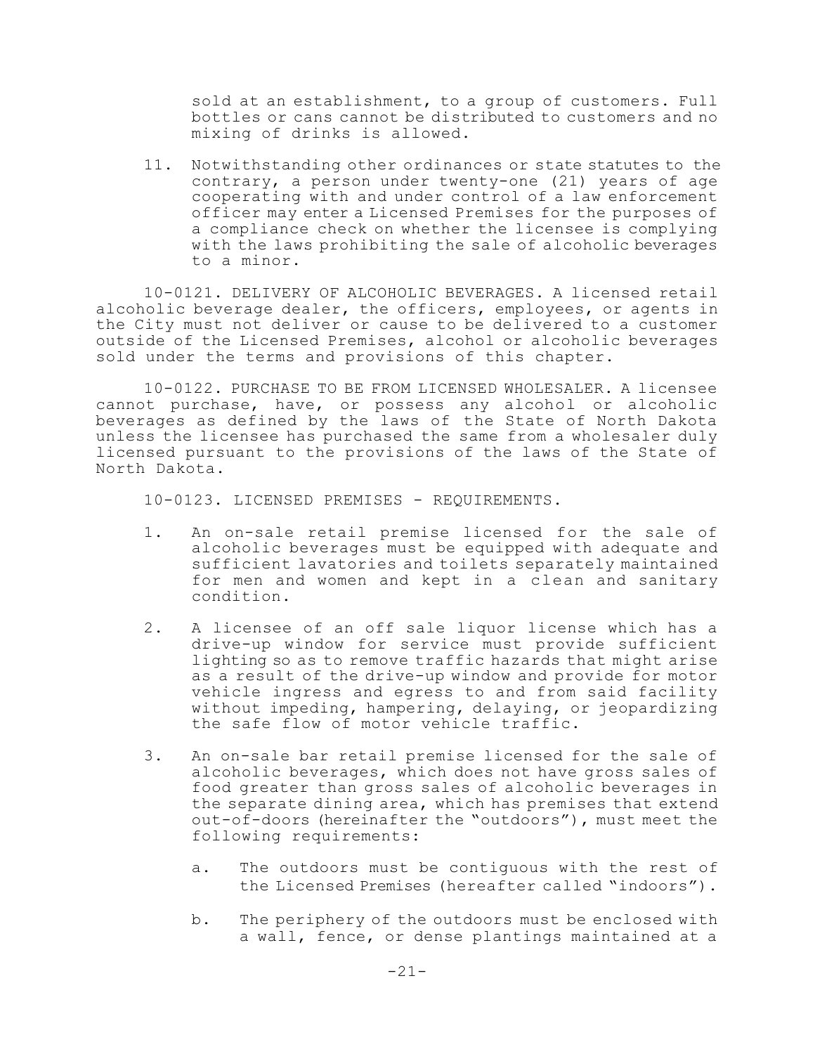sold at an establishment, to a group of customers. Full bottles or cans cannot be distributed to customers and no mixing of drinks is allowed.

11. Notwithstanding other ordinances or state statutes to the contrary, a person under twenty-one (21) years of age cooperating with and under control of a law enforcement officer may enter a Licensed Premises for the purposes of a compliance check on whether the licensee is complying with the laws prohibiting the sale of alcoholic beverages to a minor.

10-0121. DELIVERY OF ALCOHOLIC BEVERAGES. A licensed retail alcoholic beverage dealer, the officers, employees, or agents in the City must not deliver or cause to be delivered to a customer outside of the Licensed Premises, alcohol or alcoholic beverages sold under the terms and provisions of this chapter.

10-0122. PURCHASE TO BE FROM LICENSED WHOLESALER. A licensee cannot purchase, have, or possess any alcohol or alcoholic beverages as defined by the laws of the State of North Dakota unless the licensee has purchased the same from a wholesaler duly licensed pursuant to the provisions of the laws of the State of North Dakota.

10-0123. LICENSED PREMISES - REQUIREMENTS.

1. An on-sale retail premise licensed for the sale of alcoholic beverages must be equipped with adequate and sufficient lavatories and toilets separately maintained for men and women and kept in a clean and sanitary condition.

2. A licensee of an off sale liquor license which has a drive-up window for service must provide sufficient lighting so as to remove traffic hazards that might arise as a result of the drive-up window and provide for motor vehicle ingress and egress to and from said facility without impeding, hampering, delaying, or jeopardizing the safe flow of motor vehicle traffic.

3. An on-sale bar retail premise licensed for the sale of alcoholic beverages, which does not have gross sales of food greater than gross sales of alcoholic beverages in the separate dining area, which has premises that extend out-of-doors (hereinafter the "outdoors"), must meet the following requirements:

   a. The outdoors must be contiguous with the rest of the Licensed Premises (hereafter called "indoors").

   b. The periphery of the outdoors must be enclosed with a wall, fence, or dense plantings maintained at a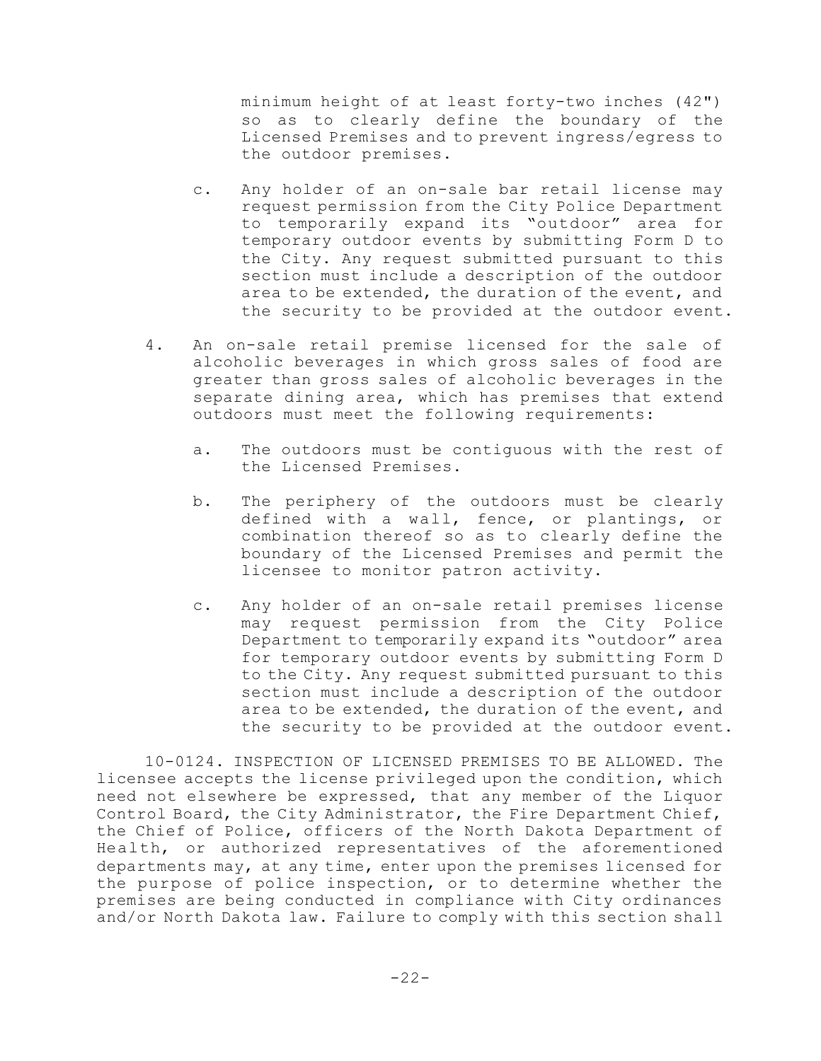minimum height of at least forty-two inches (42") so as to clearly define the boundary of the Licensed Premises and to prevent ingress/egress to the outdoor premises.

c. Any holder of an on-sale bar retail license may request permission from the City Police Department to temporarily expand its "outdoor" area for temporary outdoor events by submitting Form D to the City. Any request submitted pursuant to this section must include a description of the outdoor area to be extended, the duration of the event, and the security to be provided at the outdoor event.

4. An on-sale retail premise licensed for the sale of alcoholic beverages in which gross sales of food are greater than gross sales of alcoholic beverages in the separate dining area, which has premises that extend outdoors must meet the following requirements:

   a. The outdoors must be contiguous with the rest of the Licensed Premises.

   b. The periphery of the outdoors must be clearly defined with a wall, fence, or plantings, or combination thereof so as to clearly define the boundary of the Licensed Premises and permit the licensee to monitor patron activity.

   c. Any holder of an on-sale retail premises license may request permission from the City Police Department to temporarily expand its "outdoor" area for temporary outdoor events by submitting Form D to the City. Any request submitted pursuant to this section must include a description of the outdoor area to be extended, the duration of the event, and the security to be provided at the outdoor event.

10-0124. INSPECTION OF LICENSED PREMISES TO BE ALLOWED. The licensee accepts the license privileged upon the condition, which need not elsewhere be expressed, that any member of the Liquor Control Board, the City Administrator, the Fire Department Chief, the Chief of Police, officers of the North Dakota Department of Health, or authorized representatives of the aforementioned departments may, at any time, enter upon the premises licensed for the purpose of police inspection, or to determine whether the premises are being conducted in compliance with City ordinances and/or North Dakota law. Failure to comply with this section shall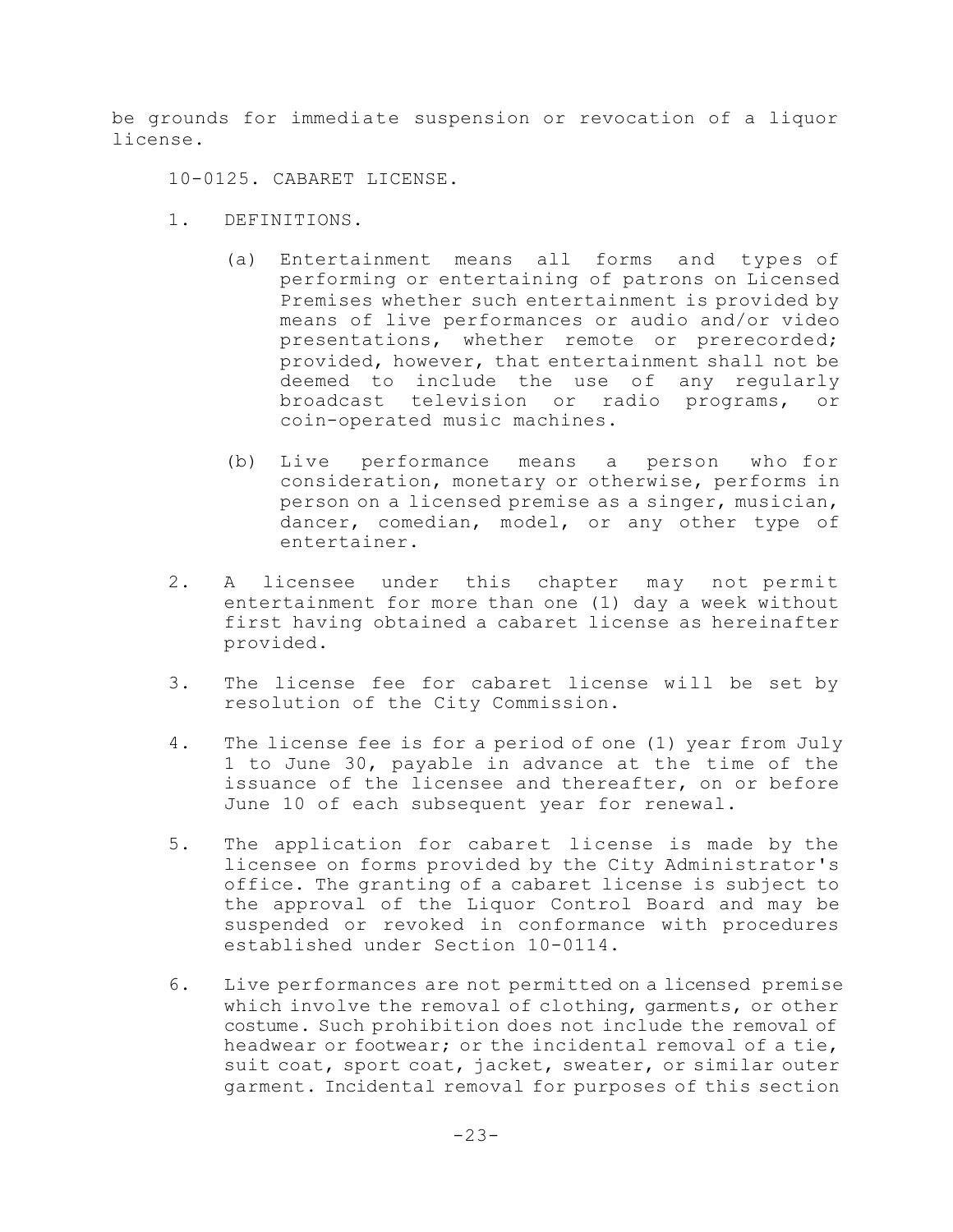be grounds for immediate suspension or revocation of a liquor license.

## 10-0125. CABARET LICENSE.

1. DEFINITIONS.

   (a) Entertainment means all forms and types of performing or entertaining of patrons on Licensed Premises whether such entertainment is provided by means of live performances or audio and/or video presentations, whether remote or prerecorded; provided, however, that entertainment shall not be deemed to include the use of any regularly broadcast television or radio programs, or coin-operated music machines.

   (b) Live performance means a person who for consideration, monetary or otherwise, performs in person on a licensed premise as a singer, musician, dancer, comedian, model, or any other type of entertainer.

2. A licensee under this chapter may not permit entertainment for more than one (1) day a week without first having obtained a cabaret license as hereinafter provided.

3. The license fee for cabaret license will be set by resolution of the City Commission.

4. The license fee is for a period of one (1) year from July 1 to June 30, payable in advance at the time of the issuance of the licensee and thereafter, on or before June 10 of each subsequent year for renewal.

5. The application for cabaret license is made by the licensee on forms provided by the City Administrator's office. The granting of a cabaret license is subject to the approval of the Liquor Control Board and may be suspended or revoked in conformance with procedures established under Section 10-0114.

6. Live performances are not permitted on a licensed premise which involve the removal of clothing, garments, or other costume. Such prohibition does not include the removal of headwear or footwear; or the incidental removal of a tie, suit coat, sport coat, jacket, sweater, or similar outer garment. Incidental removal for purposes of this section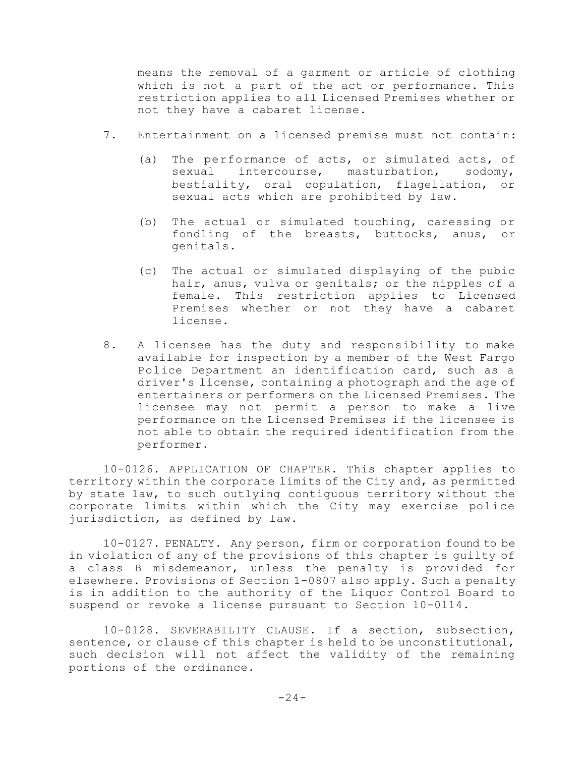means the removal of a garment or article of clothing which is not a part of the act or performance. This restriction applies to all Licensed Premises whether or not they have a cabaret license.

7. Entertainment on a licensed premise must not contain:

   (a) The performance of acts, or simulated acts, of sexual intercourse, masturbation, sodomy, bestiality, oral copulation, flagellation, or sexual acts which are prohibited by law.

   (b) The actual or simulated touching, caressing or fondling of the breasts, buttocks, anus, or genitals.

   (c) The actual or simulated displaying of the pubic hair, anus, vulva or genitals; or the nipples of a female. This restriction applies to Licensed Premises whether or not they have a cabaret license.

8. A licensee has the duty and responsibility to make available for inspection by a member of the West Fargo Police Department an identification card, such as a driver's license, containing a photograph and the age of entertainers or performers on the Licensed Premises. The licensee may not permit a person to make a live performance on the Licensed Premises if the licensee is not able to obtain the required identification from the performer.

10-0126. APPLICATION OF CHAPTER. This chapter applies to territory within the corporate limits of the City and, as permitted by state law, to such outlying contiguous territory without the corporate limits within which the City may exercise police jurisdiction, as defined by law.

10-0127. PENALTY. Any person, firm or corporation found to be in violation of any of the provisions of this chapter is guilty of a class B misdemeanor, unless the penalty is provided for elsewhere. Provisions of Section 1-0807 also apply. Such a penalty is in addition to the authority of the Liquor Control Board to suspend or revoke a license pursuant to Section 10-0114.

10-0128. SEVERABILITY CLAUSE. If a section, subsection, sentence, or clause of this chapter is held to be unconstitutional, such decision will not affect the validity of the remaining portions of the ordinance.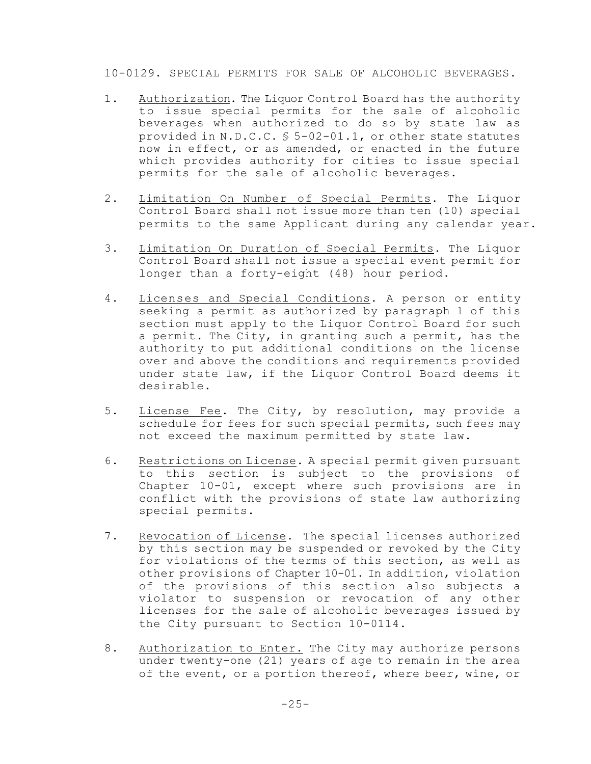10-0129. SPECIAL PERMITS FOR SALE OF ALCOHOLIC BEVERAGES.

1. Authorization. The Liquor Control Board has the authority to issue special permits for the sale of alcoholic beverages when authorized to do so by state law as provided in N.D.C.C. § 5-02-01.1, or other state statutes now in effect, or as amended, or enacted in the future which provides authority for cities to issue special permits for the sale of alcoholic beverages.

2. Limitation On Number of Special Permits. The Liquor Control Board shall not issue more than ten (10) special permits to the same Applicant during any calendar year.

3. Limitation On Duration of Special Permits. The Liquor Control Board shall not issue a special event permit for longer than a forty-eight (48) hour period.

4. Licenses and Special Conditions. A person or entity seeking a permit as authorized by paragraph 1 of this section must apply to the Liquor Control Board for such a permit. The City, in granting such a permit, has the authority to put additional conditions on the license over and above the conditions and requirements provided under state law, if the Liquor Control Board deems it desirable.

5. License Fee. The City, by resolution, may provide a schedule for fees for such special permits, such fees may not exceed the maximum permitted by state law.

6. Restrictions on License. A special permit given pursuant to this section is subject to the provisions of Chapter 10-01, except where such provisions are in conflict with the provisions of state law authorizing special permits.

7. Revocation of License. The special licenses authorized by this section may be suspended or revoked by the City for violations of the terms of this section, as well as other provisions of Chapter 10-01. In addition, violation of the provisions of this section also subjects a violator to suspension or revocation of any other licenses for the sale of alcoholic beverages issued by the City pursuant to Section 10-0114.

8. Authorization to Enter. The City may authorize persons under twenty-one (21) years of age to remain in the area of the event, or a portion thereof, where beer, wine, or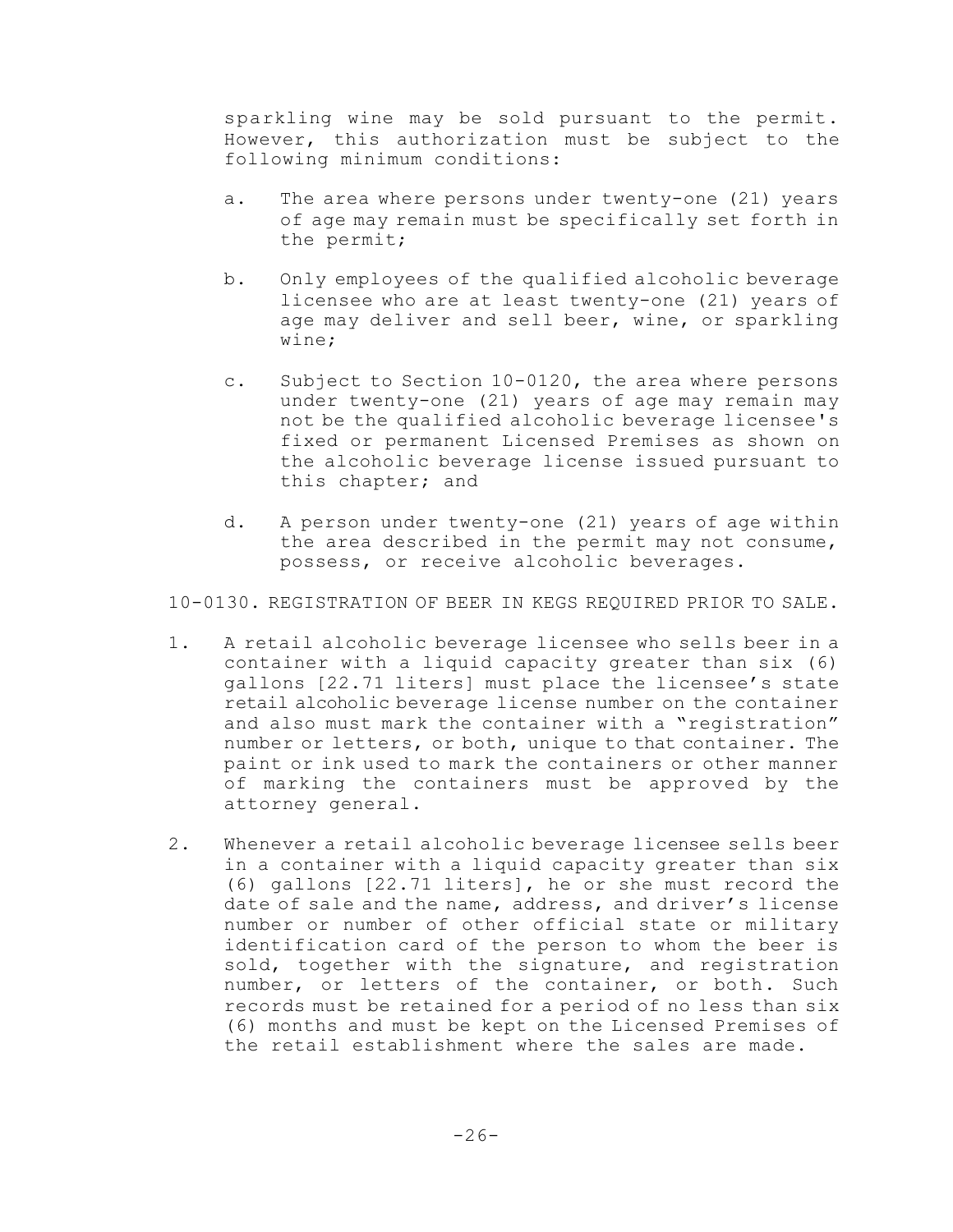sparkling wine may be sold pursuant to the permit. However, this authorization must be subject to the following minimum conditions:

a. The area where persons under twenty-one (21) years of age may remain must be specifically set forth in the permit;

b. Only employees of the qualified alcoholic beverage licensee who are at least twenty-one (21) years of age may deliver and sell beer, wine, or sparkling wine;

c. Subject to Section 10-0120, the area where persons under twenty-one (21) years of age may remain may not be the qualified alcoholic beverage licensee's fixed or permanent Licensed Premises as shown on the alcoholic beverage license issued pursuant to this chapter; and

d. A person under twenty-one (21) years of age within the area described in the permit may not consume, possess, or receive alcoholic beverages.

10-0130. REGISTRATION OF BEER IN KEGS REQUIRED PRIOR TO SALE.

1. A retail alcoholic beverage licensee who sells beer in a container with a liquid capacity greater than six (6) gallons [22.71 liters] must place the licensee's state retail alcoholic beverage license number on the container and also must mark the container with a "registration" number or letters, or both, unique to that container. The paint or ink used to mark the containers or other manner of marking the containers must be approved by the attorney general.

2. Whenever a retail alcoholic beverage licensee sells beer in a container with a liquid capacity greater than six (6) gallons [22.71 liters], he or she must record the date of sale and the name, address, and driver's license number or number of other official state or military identification card of the person to whom the beer is sold, together with the signature, and registration number, or letters of the container, or both. Such records must be retained for a period of no less than six (6) months and must be kept on the Licensed Premises of the retail establishment where the sales are made.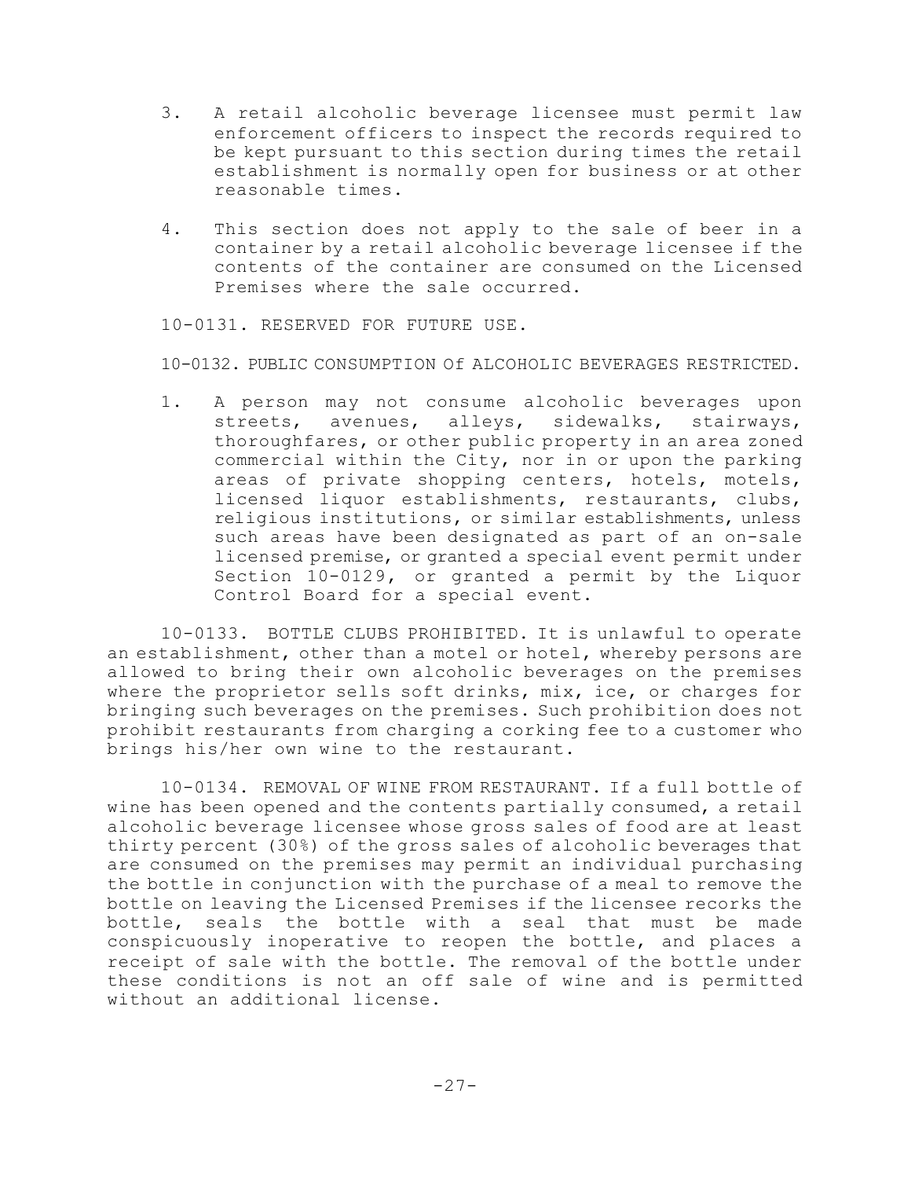3. A retail alcoholic beverage licensee must permit law enforcement officers to inspect the records required to be kept pursuant to this section during times the retail establishment is normally open for business or at other reasonable times.

4. This section does not apply to the sale of beer in a container by a retail alcoholic beverage licensee if the contents of the container are consumed on the Licensed Premises where the sale occurred.

10-0131. RESERVED FOR FUTURE USE.

10-0132. PUBLIC CONSUMPTION Of ALCOHOLIC BEVERAGES RESTRICTED.

1. A person may not consume alcoholic beverages upon streets, avenues, alleys, sidewalks, stairways, thoroughfares, or other public property in an area zoned commercial within the City, nor in or upon the parking areas of private shopping centers, hotels, motels, licensed liquor establishments, restaurants, clubs, religious institutions, or similar establishments, unless such areas have been designated as part of an on-sale licensed premise, or granted a special event permit under Section 10-0129, or granted a permit by the Liquor Control Board for a special event.

10-0133. BOTTLE CLUBS PROHIBITED. It is unlawful to operate an establishment, other than a motel or hotel, whereby persons are allowed to bring their own alcoholic beverages on the premises where the proprietor sells soft drinks, mix, ice, or charges for bringing such beverages on the premises. Such prohibition does not prohibit restaurants from charging a corking fee to a customer who brings his/her own wine to the restaurant.

10-0134. REMOVAL OF WINE FROM RESTAURANT. If a full bottle of wine has been opened and the contents partially consumed, a retail alcoholic beverage licensee whose gross sales of food are at least thirty percent (30%) of the gross sales of alcoholic beverages that are consumed on the premises may permit an individual purchasing the bottle in conjunction with the purchase of a meal to remove the bottle on leaving the Licensed Premises if the licensee recorks the bottle, seals the bottle with a seal that must be made conspicuously inoperative to reopen the bottle, and places a receipt of sale with the bottle. The removal of the bottle under these conditions is not an off sale of wine and is permitted without an additional license.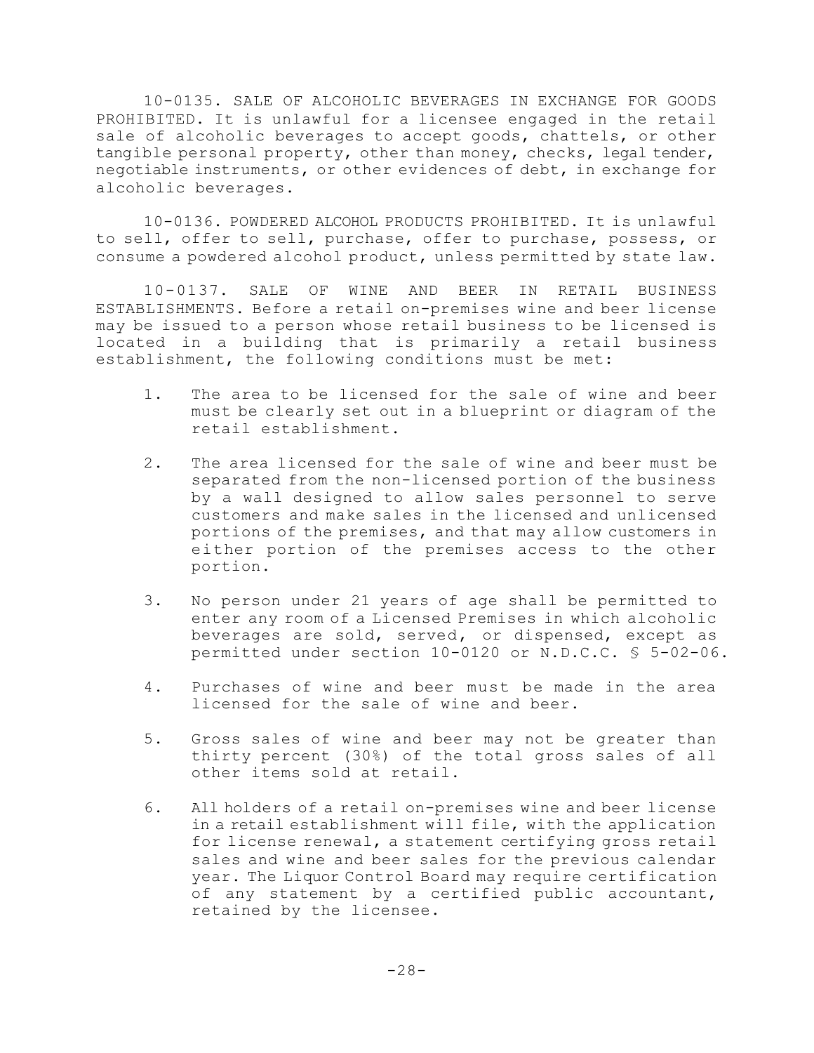10-0135. SALE OF ALCOHOLIC BEVERAGES IN EXCHANGE FOR GOODS PROHIBITED. It is unlawful for a licensee engaged in the retail sale of alcoholic beverages to accept goods, chattels, or other tangible personal property, other than money, checks, legal tender, negotiable instruments, or other evidences of debt, in exchange for alcoholic beverages.

10-0136. POWDERED ALCOHOL PRODUCTS PROHIBITED. It is unlawful to sell, offer to sell, purchase, offer to purchase, possess, or consume a powdered alcohol product, unless permitted by state law.

10-0137. SALE OF WINE AND BEER IN RETAIL BUSINESS ESTABLISHMENTS. Before a retail on-premises wine and beer license may be issued to a person whose retail business to be licensed is located in a building that is primarily a retail business establishment, the following conditions must be met:

1. The area to be licensed for the sale of wine and beer must be clearly set out in a blueprint or diagram of the retail establishment.
2. The area licensed for the sale of wine and beer must be separated from the non-licensed portion of the business by a wall designed to allow sales personnel to serve customers and make sales in the licensed and unlicensed portions of the premises, and that may allow customers in either portion of the premises access to the other portion.
3. No person under 21 years of age shall be permitted to enter any room of a Licensed Premises in which alcoholic beverages are sold, served, or dispensed, except as permitted under section 10-0120 or N.D.C.C. § 5-02-06.
4. Purchases of wine and beer must be made in the area licensed for the sale of wine and beer.
5. Gross sales of wine and beer may not be greater than thirty percent (30%) of the total gross sales of all other items sold at retail.
6. All holders of a retail on-premises wine and beer license in a retail establishment will file, with the application for license renewal, a statement certifying gross retail sales and wine and beer sales for the previous calendar year. The Liquor Control Board may require certification of any statement by a certified public accountant, retained by the licensee.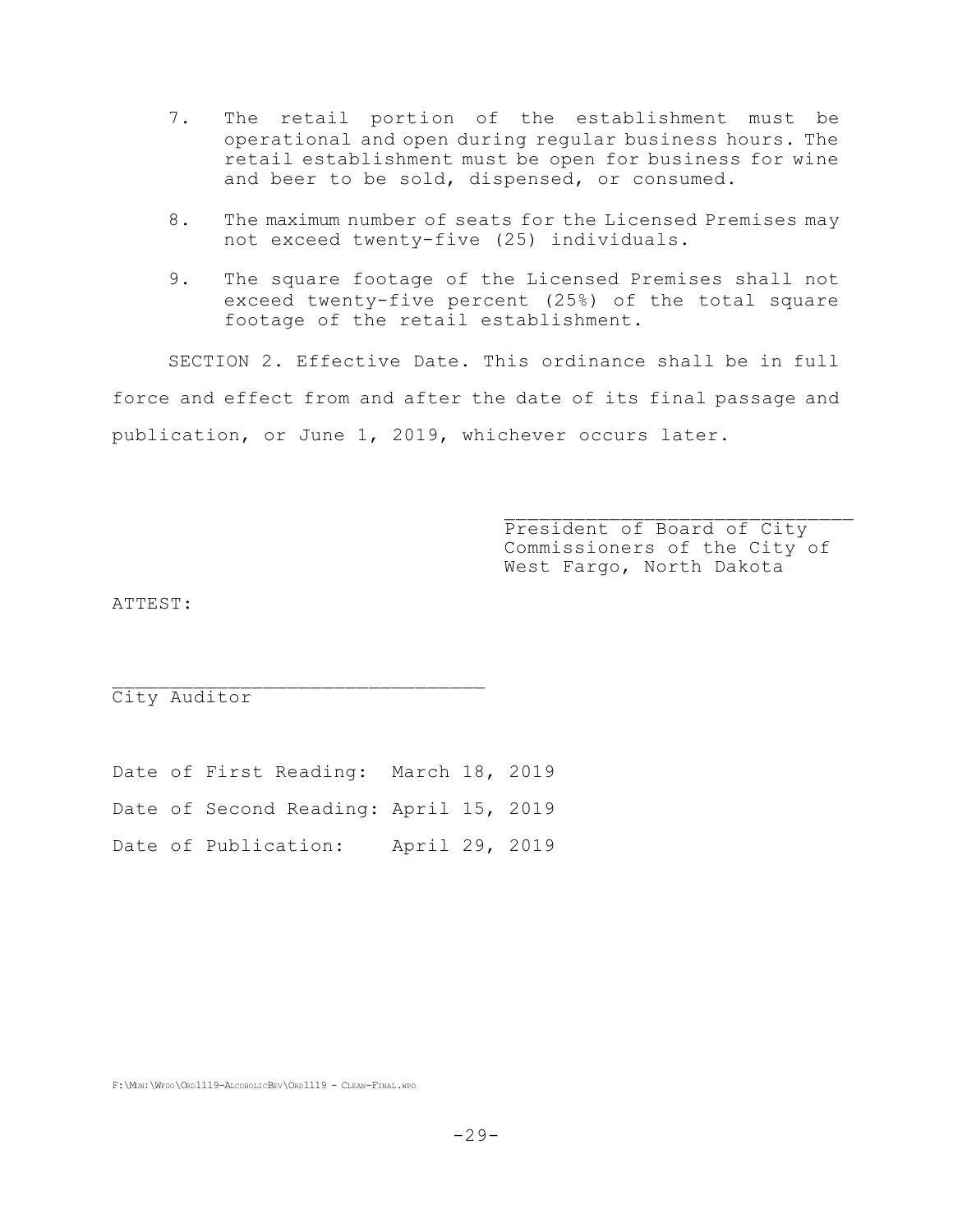7. The retail portion of the establishment must be operational and open during regular business hours. The retail establishment must be open for business for wine and beer to be sold, dispensed, or consumed.

8. The maximum number of seats for the Licensed Premises may not exceed twenty-five (25) individuals.

9. The square footage of the Licensed Premises shall not exceed twenty-five percent (25%) of the total square footage of the retail establishment.

SECTION 2. Effective Date. This ordinance shall be in full force and effect from and after the date of its final passage and publication, or June 1, 2019, whichever occurs later.

______________________________
President of Board of City Commissioners of the City of West Fargo, North Dakota

ATTEST:

______________________________
City Auditor

Date of First Reading: March 18, 2019

Date of Second Reading: April 15, 2019

Date of Publication: April 29, 2019

F:\MUNI\WFGO\ORD1119-ALCOHOLICBEV\ORD1119 - CLEAN-FINAL.WPD